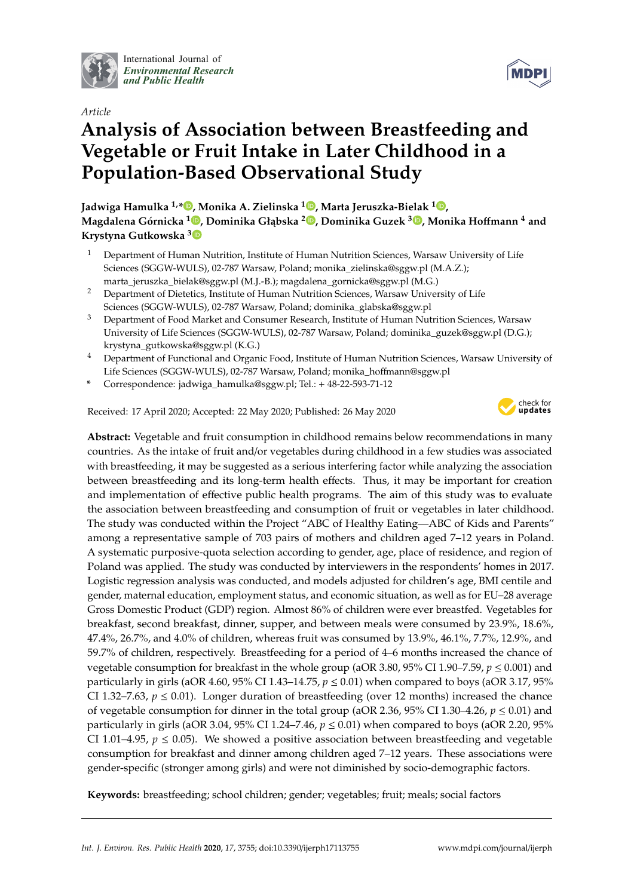*Article*

# Analysis of Association between Breastfeeding and Vegetable or Fruit Intake in Later Childhood in a Population-Based Observational Study

**Jadwiga Hamulka [1,*], Monika A. Zielinska [1], Marta Jeruszka-Bielak [1], Magdalena Górnicka [1], Dominika Głąbska [2], Dominika Guzek [3], Monika Hoffmann [4] and Krystyna Gutkowska [3]**

[1] Department of Human Nutrition, Institute of Human Nutrition Sciences, Warsaw University of Life Sciences (SGGW-WULS), 02-787 Warsaw, Poland; monika_zielinska@sggw.pl (M.A.Z.); marta_jeruszka_bielak@sggw.pl (M.J.-B.); magdalena_gornicka@sggw.pl (M.G.)

[2] Department of Dietetics, Institute of Human Nutrition Sciences, Warsaw University of Life Sciences (SGGW-WULS), 02-787 Warsaw, Poland; dominika_glabska@sggw.pl

[3] Department of Food Market and Consumer Research, Institute of Human Nutrition Sciences, Warsaw University of Life Sciences (SGGW-WULS), 02-787 Warsaw, Poland; dominika_guzek@sggw.pl (D.G.); krystyna_gutkowska@sggw.pl (K.G.)

[4] Department of Functional and Organic Food, Institute of Human Nutrition Sciences, Warsaw University of Life Sciences (SGGW-WULS), 02-787 Warsaw, Poland; monika_hoffmann@sggw.pl

\* Correspondence: jadwiga_hamulka@sggw.pl; Tel.: + 48-22-593-71-12

Received: 17 April 2020; Accepted: 22 May 2020; Published: 26 May 2020

**Abstract:** Vegetable and fruit consumption in childhood remains below recommendations in many countries. As the intake of fruit and/or vegetables during childhood in a few studies was associated with breastfeeding, it may be suggested as a serious interfering factor while analyzing the association between breastfeeding and its long-term health effects. Thus, it may be important for creation and implementation of effective public health programs. The aim of this study was to evaluate the association between breastfeeding and consumption of fruit or vegetables in later childhood. The study was conducted within the Project "ABC of Healthy Eating—ABC of Kids and Parents" among a representative sample of 703 pairs of mothers and children aged 7–12 years in Poland. A systematic purposive-quota selection according to gender, age, place of residence, and region of Poland was applied. The study was conducted by interviewers in the respondents' homes in 2017. Logistic regression analysis was conducted, and models adjusted for children's age, BMI centile and gender, maternal education, employment status, and economic situation, as well as for EU–28 average Gross Domestic Product (GDP) region. Almost 86% of children were ever breastfed. Vegetables for breakfast, second breakfast, dinner, supper, and between meals were consumed by 23.9%, 18.6%, 47.4%, 26.7%, and 4.0% of children, whereas fruit was consumed by 13.9%, 46.1%, 7.7%, 12.9%, and 59.7% of children, respectively. Breastfeeding for a period of 4–6 months increased the chance of vegetable consumption for breakfast in the whole group (aOR 3.80, 95% CI 1.90–7.59, $p \leq 0.001$) and particularly in girls (aOR 4.60, 95% CI 1.43–14.75, $p \leq 0.01$) when compared to boys (aOR 3.17, 95% CI 1.32–7.63, $p \leq 0.01$). Longer duration of breastfeeding (over 12 months) increased the chance of vegetable consumption for dinner in the total group (aOR 2.36, 95% CI 1.30–4.26, $p \leq 0.01$) and particularly in girls (aOR 3.04, 95% CI 1.24–7.46, $p \leq 0.01$) when compared to boys (aOR 2.20, 95% CI 1.01–4.95, $p \leq 0.05$). We showed a positive association between breastfeeding and vegetable consumption for breakfast and dinner among children aged 7–12 years. These associations were gender-specific (stronger among girls) and were not diminished by socio-demographic factors.

**Keywords:** breastfeeding; school children; gender; vegetables; fruit; meals; social factors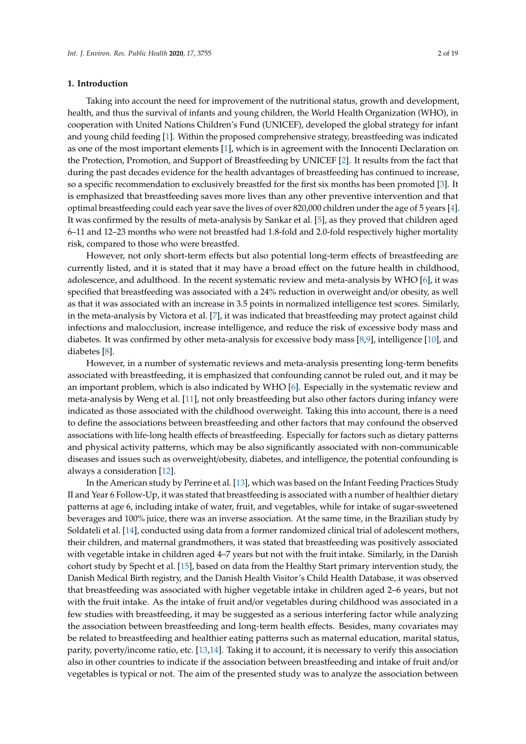## 1. Introduction

Taking into account the need for improvement of the nutritional status, growth and development, health, and thus the survival of infants and young children, the World Health Organization (WHO), in cooperation with United Nations Children's Fund (UNICEF), developed the global strategy for infant and young child feeding [1]. Within the proposed comprehensive strategy, breastfeeding was indicated as one of the most important elements [1], which is in agreement with the Innocenti Declaration on the Protection, Promotion, and Support of Breastfeeding by UNICEF [2]. It results from the fact that during the past decades evidence for the health advantages of breastfeeding has continued to increase, so a specific recommendation to exclusively breastfed for the first six months has been promoted [3]. It is emphasized that breastfeeding saves more lives than any other preventive intervention and that optimal breastfeeding could each year save the lives of over 820,000 children under the age of 5 years [4]. It was confirmed by the results of meta-analysis by Sankar et al. [5], as they proved that children aged 6–11 and 12–23 months who were not breastfed had 1.8-fold and 2.0-fold respectively higher mortality risk, compared to those who were breastfed.

However, not only short-term effects but also potential long-term effects of breastfeeding are currently listed, and it is stated that it may have a broad effect on the future health in childhood, adolescence, and adulthood. In the recent systematic review and meta-analysis by WHO [6], it was specified that breastfeeding was associated with a 24% reduction in overweight and/or obesity, as well as that it was associated with an increase in 3.5 points in normalized intelligence test scores. Similarly, in the meta-analysis by Victora et al. [7], it was indicated that breastfeeding may protect against child infections and malocclusion, increase intelligence, and reduce the risk of excessive body mass and diabetes. It was confirmed by other meta-analysis for excessive body mass [8,9], intelligence [10], and diabetes [8].

However, in a number of systematic reviews and meta-analysis presenting long-term benefits associated with breastfeeding, it is emphasized that confounding cannot be ruled out, and it may be an important problem, which is also indicated by WHO [6]. Especially in the systematic review and meta-analysis by Weng et al. [11], not only breastfeeding but also other factors during infancy were indicated as those associated with the childhood overweight. Taking this into account, there is a need to define the associations between breastfeeding and other factors that may confound the observed associations with life-long health effects of breastfeeding. Especially for factors such as dietary patterns and physical activity patterns, which may be also significantly associated with non-communicable diseases and issues such as overweight/obesity, diabetes, and intelligence, the potential confounding is always a consideration [12].

In the American study by Perrine et al. [13], which was based on the Infant Feeding Practices Study II and Year 6 Follow-Up, it was stated that breastfeeding is associated with a number of healthier dietary patterns at age 6, including intake of water, fruit, and vegetables, while for intake of sugar-sweetened beverages and 100% juice, there was an inverse association. At the same time, in the Brazilian study by Soldateli et al. [14], conducted using data from a former randomized clinical trial of adolescent mothers, their children, and maternal grandmothers, it was stated that breastfeeding was positively associated with vegetable intake in children aged 4–7 years but not with the fruit intake. Similarly, in the Danish cohort study by Specht et al. [15], based on data from the Healthy Start primary intervention study, the Danish Medical Birth registry, and the Danish Health Visitor's Child Health Database, it was observed that breastfeeding was associated with higher vegetable intake in children aged 2–6 years, but not with the fruit intake. As the intake of fruit and/or vegetables during childhood was associated in a few studies with breastfeeding, it may be suggested as a serious interfering factor while analyzing the association between breastfeeding and long-term health effects. Besides, many covariates may be related to breastfeeding and healthier eating patterns such as maternal education, marital status, parity, poverty/income ratio, etc. [13,14]. Taking it to account, it is necessary to verify this association also in other countries to indicate if the association between breastfeeding and intake of fruit and/or vegetables is typical or not. The aim of the presented study was to analyze the association between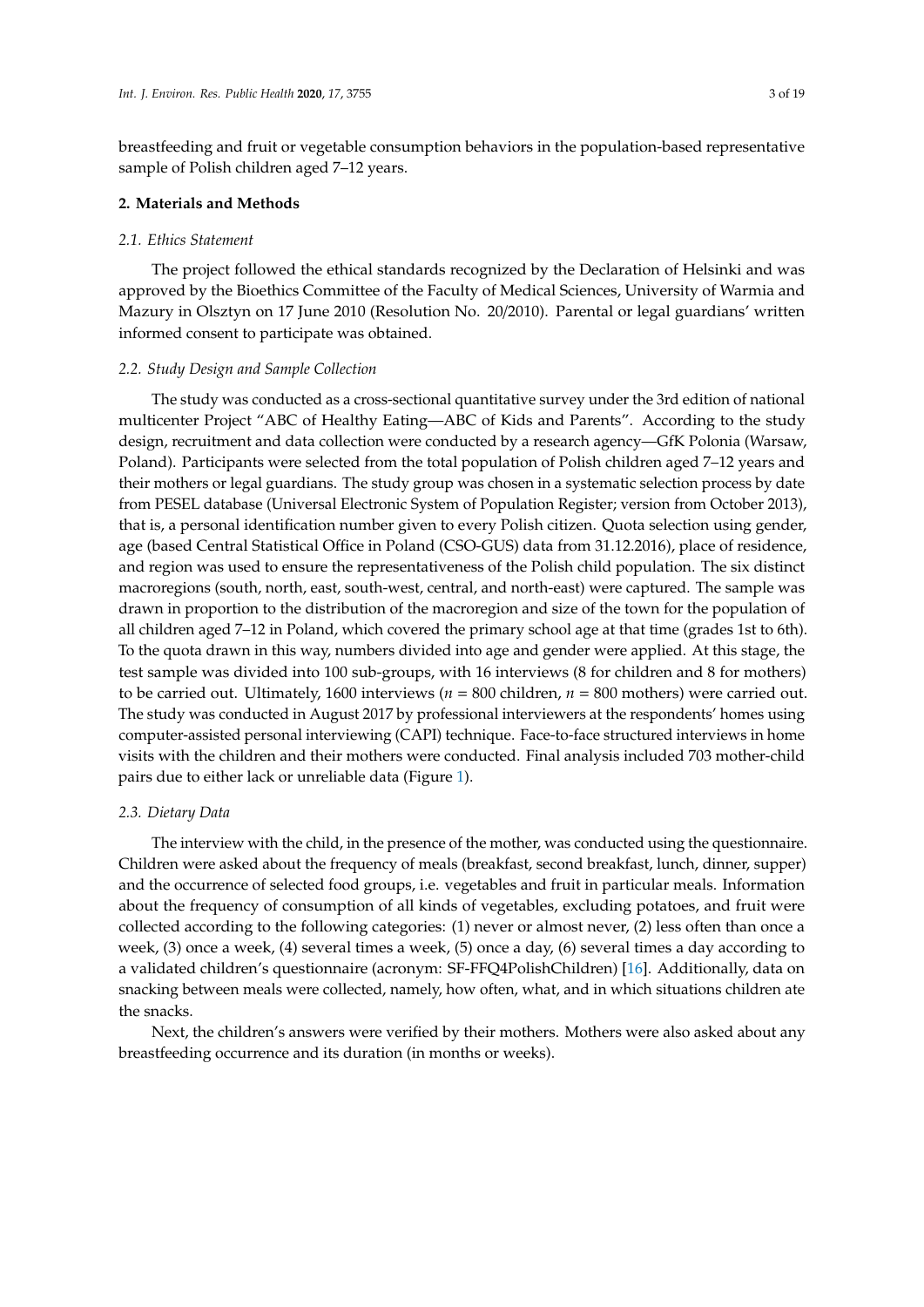breastfeeding and fruit or vegetable consumption behaviors in the population-based representative sample of Polish children aged 7–12 years.

## 2. Materials and Methods

### 2.1. Ethics Statement

The project followed the ethical standards recognized by the Declaration of Helsinki and was approved by the Bioethics Committee of the Faculty of Medical Sciences, University of Warmia and Mazury in Olsztyn on 17 June 2010 (Resolution No. 20/2010). Parental or legal guardians' written informed consent to participate was obtained.

### 2.2. Study Design and Sample Collection

The study was conducted as a cross-sectional quantitative survey under the 3rd edition of national multicenter Project "ABC of Healthy Eating—ABC of Kids and Parents". According to the study design, recruitment and data collection were conducted by a research agency—GfK Polonia (Warsaw, Poland). Participants were selected from the total population of Polish children aged 7–12 years and their mothers or legal guardians. The study group was chosen in a systematic selection process by date from PESEL database (Universal Electronic System of Population Register; version from October 2013), that is, a personal identification number given to every Polish citizen. Quota selection using gender, age (based Central Statistical Office in Poland (CSO-GUS) data from 31.12.2016), place of residence, and region was used to ensure the representativeness of the Polish child population. The six distinct macroregions (south, north, east, south-west, central, and north-east) were captured. The sample was drawn in proportion to the distribution of the macroregion and size of the town for the population of all children aged 7–12 in Poland, which covered the primary school age at that time (grades 1st to 6th). To the quota drawn in this way, numbers divided into age and gender were applied. At this stage, the test sample was divided into 100 sub-groups, with 16 interviews (8 for children and 8 for mothers) to be carried out. Ultimately, 1600 interviews ($n$ = 800 children, $n$ = 800 mothers) were carried out. The study was conducted in August 2017 by professional interviewers at the respondents' homes using computer-assisted personal interviewing (CAPI) technique. Face-to-face structured interviews in home visits with the children and their mothers were conducted. Final analysis included 703 mother-child pairs due to either lack or unreliable data (Figure 1).

### 2.3. Dietary Data

The interview with the child, in the presence of the mother, was conducted using the questionnaire. Children were asked about the frequency of meals (breakfast, second breakfast, lunch, dinner, supper) and the occurrence of selected food groups, i.e. vegetables and fruit in particular meals. Information about the frequency of consumption of all kinds of vegetables, excluding potatoes, and fruit were collected according to the following categories: (1) never or almost never, (2) less often than once a week, (3) once a week, (4) several times a week, (5) once a day, (6) several times a day according to a validated children's questionnaire (acronym: SF-FFQ4PolishChildren) [16]. Additionally, data on snacking between meals were collected, namely, how often, what, and in which situations children ate the snacks.

Next, the children's answers were verified by their mothers. Mothers were also asked about any breastfeeding occurrence and its duration (in months or weeks).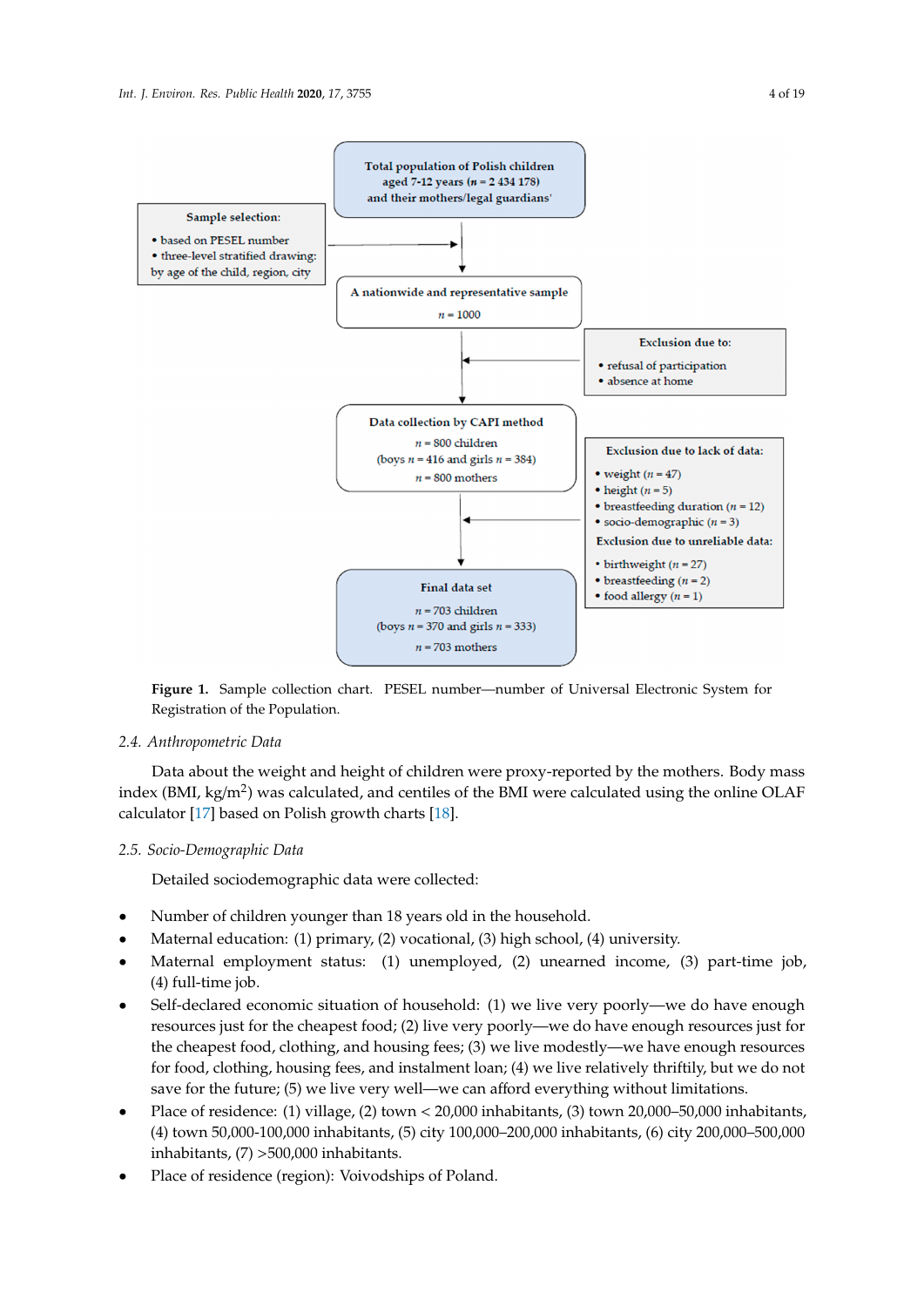Total population of Polish children aged 7-12 years ($n$ = 2 434 178) and their mothers/legal guardians'

Sample selection:

- based on PESEL number
- three-level stratified drawing: by age of the child, region, city

A nationwide and representative sample

$n$ = 1000

Exclusion due to:

- refusal of participation
- absence at home

Data collection by CAPI method

$n$ = 800 children

(boys $n$ = 416 and girls $n$ = 384)

$n$ = 800 mothers

Exclusion due to lack of data:

- weight ($n$ = 47)
- height ($n$ = 5)
- breastfeeding duration ($n$ = 12)
- socio-demographic ($n$ = 3)

Exclusion due to unreliable data:

- birthweight ($n$ = 27)
- breastfeeding ($n$ = 2)
- food allergy ($n$ = 1)

Final data set

$n$ = 703 children

(boys $n$ = 370 and girls $n$ = 333)

$n$ = 703 mothers

**Figure 1.** Sample collection chart. PESEL number—number of Universal Electronic System for Registration of the Population.

### 2.4. Anthropometric Data

Data about the weight and height of children were proxy-reported by the mothers. Body mass index (BMI, kg/m$^2$) was calculated, and centiles of the BMI were calculated using the online OLAF calculator [17] based on Polish growth charts [18].

### 2.5. Socio-Demographic Data

Detailed sociodemographic data were collected:

- Number of children younger than 18 years old in the household.
- Maternal education: (1) primary, (2) vocational, (3) high school, (4) university.
- Maternal employment status: (1) unemployed, (2) unearned income, (3) part-time job, (4) full-time job.
- Self-declared economic situation of household: (1) we live very poorly—we do have enough resources just for the cheapest food; (2) live very poorly—we do have enough resources just for the cheapest food, clothing, and housing fees; (3) we live modestly—we have enough resources for food, clothing, housing fees, and instalment loan; (4) we live relatively thriftily, but we do not save for the future; (5) we live very well—we can afford everything without limitations.
- Place of residence: (1) village, (2) town < 20,000 inhabitants, (3) town 20,000–50,000 inhabitants, (4) town 50,000-100,000 inhabitants, (5) city 100,000–200,000 inhabitants, (6) city 200,000–500,000 inhabitants, (7) >500,000 inhabitants.
- Place of residence (region): Voivodships of Poland.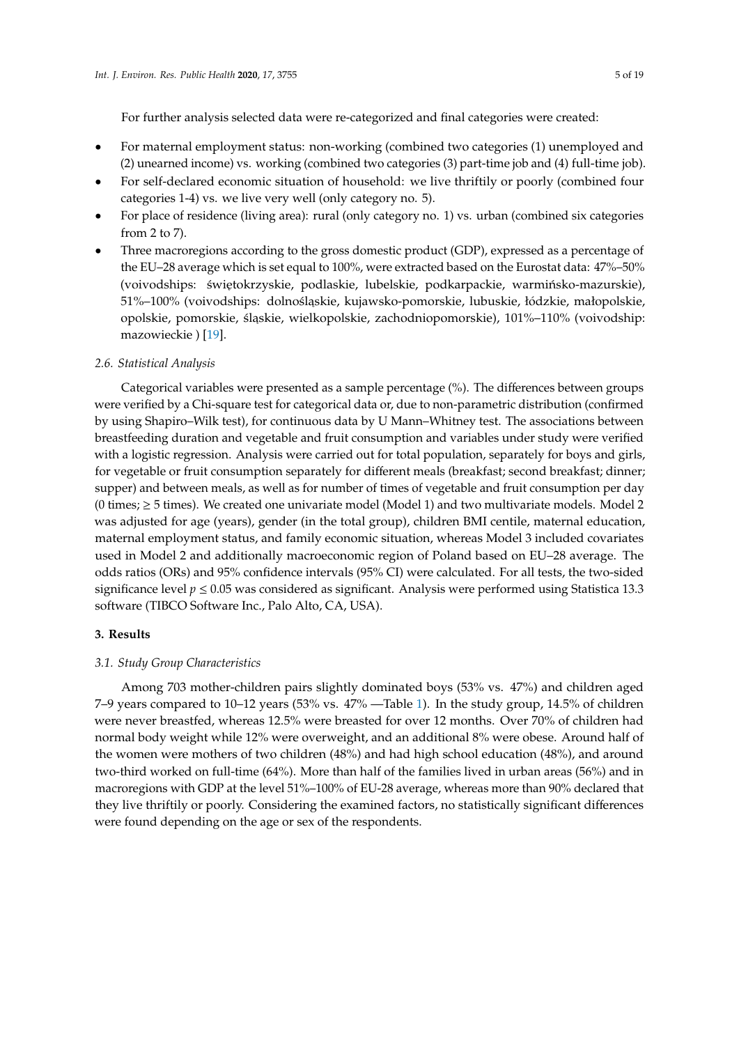For further analysis selected data were re-categorized and final categories were created:

- For maternal employment status: non-working (combined two categories (1) unemployed and (2) unearned income) vs. working (combined two categories (3) part-time job and (4) full-time job).
- For self-declared economic situation of household: we live thriftily or poorly (combined four categories 1-4) vs. we live very well (only category no. 5).
- For place of residence (living area): rural (only category no. 1) vs. urban (combined six categories from 2 to 7).
- Three macroregions according to the gross domestic product (GDP), expressed as a percentage of the EU–28 average which is set equal to 100%, were extracted based on the Eurostat data: 47%–50% (voivodships: świętokrzyskie, podlaskie, lubelskie, podkarpackie, warmińsko-mazurskie), 51%–100% (voivodships: dolnośląskie, kujawsko-pomorskie, lubuskie, łódzkie, małopolskie, opolskie, pomorskie, śląskie, wielkopolskie, zachodniopomorskie), 101%–110% (voivodship: mazowieckie ) [19].

### 2.6. Statistical Analysis

Categorical variables were presented as a sample percentage (%). The differences between groups were verified by a Chi-square test for categorical data or, due to non-parametric distribution (confirmed by using Shapiro–Wilk test), for continuous data by U Mann–Whitney test. The associations between breastfeeding duration and vegetable and fruit consumption and variables under study were verified with a logistic regression. Analysis were carried out for total population, separately for boys and girls, for vegetable or fruit consumption separately for different meals (breakfast; second breakfast; dinner; supper) and between meals, as well as for number of times of vegetable and fruit consumption per day (0 times; ≥ 5 times). We created one univariate model (Model 1) and two multivariate models. Model 2 was adjusted for age (years), gender (in the total group), children BMI centile, maternal education, maternal employment status, and family economic situation, whereas Model 3 included covariates used in Model 2 and additionally macroeconomic region of Poland based on EU–28 average. The odds ratios (ORs) and 95% confidence intervals (95% CI) were calculated. For all tests, the two-sided significance level $p \leq 0.05$ was considered as significant. Analysis were performed using Statistica 13.3 software (TIBCO Software Inc., Palo Alto, CA, USA).

## 3. Results

### 3.1. Study Group Characteristics

Among 703 mother-children pairs slightly dominated boys (53% vs. 47%) and children aged 7–9 years compared to 10–12 years (53% vs. 47% —Table 1). In the study group, 14.5% of children were never breastfed, whereas 12.5% were breasted for over 12 months. Over 70% of children had normal body weight while 12% were overweight, and an additional 8% were obese. Around half of the women were mothers of two children (48%) and had high school education (48%), and around two-third worked on full-time (64%). More than half of the families lived in urban areas (56%) and in macroregions with GDP at the level 51%–100% of EU-28 average, whereas more than 90% declared that they live thriftily or poorly. Considering the examined factors, no statistically significant differences were found depending on the age or sex of the respondents.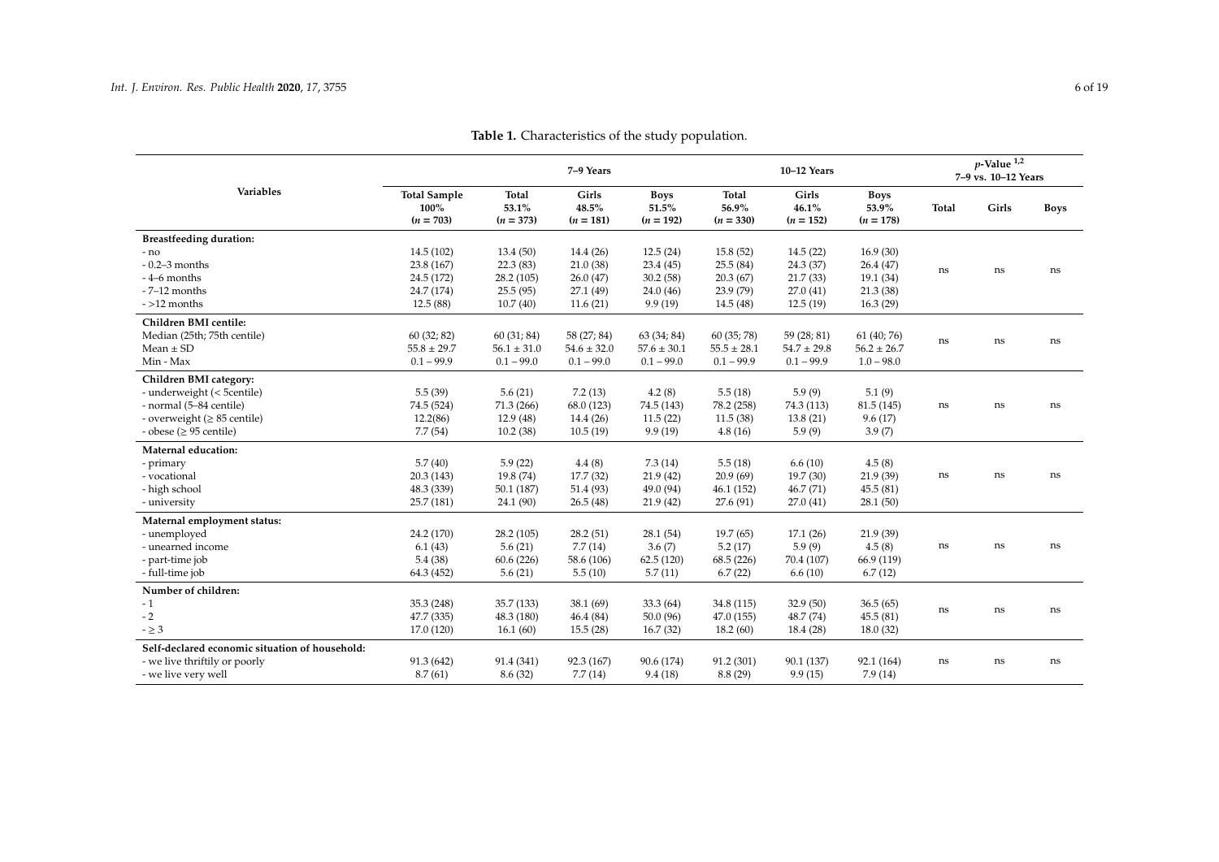**Table 1.** Characteristics of the study population.

| Variables | Total Sample 100% ($n = 703$) | 7–9 Years Total 53.1% ($n = 373$) | 7–9 Years Girls 48.5% ($n = 181$) | 7–9 Years Boys 51.5% ($n = 192$) | 10–12 Years Total 56.9% ($n = 330$) | 10–12 Years Girls 46.1% ($n = 152$) | 10–12 Years Boys 53.9% ($n = 178$) | $p$-Value [1,2] 7–9 vs. 10–12 Years Total | Girls | Boys |
|---|---|---|---|---|---|---|---|---|---|---|
| **Breastfeeding duration:** | | | | | | | | | | |
| - no | 14.5 (102) | 13.4 (50) | 14.4 (26) | 12.5 (24) | 15.8 (52) | 14.5 (22) | 16.9 (30) | ns | ns | ns |
| - 0.2–3 months | 23.8 (167) | 22.3 (83) | 21.0 (38) | 23.4 (45) | 25.5 (84) | 24.3 (37) | 26.4 (47) | | | |
| - 4–6 months | 24.5 (172) | 28.2 (105) | 26.0 (47) | 30.2 (58) | 20.3 (67) | 21.7 (33) | 19.1 (34) | | | |
| - 7–12 months | 24.7 (174) | 25.5 (95) | 27.1 (49) | 24.0 (46) | 23.9 (79) | 27.0 (41) | 21.3 (38) | | | |
| - >12 months | 12.5 (88) | 10.7 (40) | 11.6 (21) | 9.9 (19) | 14.5 (48) | 12.5 (19) | 16.3 (29) | | | |
| **Children BMI centile:** | | | | | | | | | | |
| Median (25th; 75th centile) | 60 (32; 82) | 60 (31; 84) | 58 (27; 84) | 63 (34; 84) | 60 (35; 78) | 59 (28; 81) | 61 (40; 76) | ns | ns | ns |
| Mean ± SD | 55.8 ± 29.7 | 56.1 ± 31.0 | 54.6 ± 32.0 | 57.6 ± 30.1 | 55.5 ± 28.1 | 54.7 ± 29.8 | 56.2 ± 26.7 | | | |
| Min - Max | 0.1 – 99.9 | 0.1 – 99.0 | 0.1 – 99.0 | 0.1 – 99.0 | 0.1 – 99.9 | 0.1 – 99.9 | 1.0 – 98.0 | | | |
| **Children BMI category:** | | | | | | | | | | |
| - underweight (< 5centile) | 5.5 (39) | 5.6 (21) | 7.2 (13) | 4.2 (8) | 5.5 (18) | 5.9 (9) | 5.1 (9) | ns | ns | ns |
| - normal (5–84 centile) | 74.5 (524) | 71.3 (266) | 68.0 (123) | 74.5 (143) | 78.2 (258) | 74.3 (113) | 81.5 (145) | | | |
| - overweight (≥ 85 centile) | 12.2(86) | 12.9 (48) | 14.4 (26) | 11.5 (22) | 11.5 (38) | 13.8 (21) | 9.6 (17) | | | |
| - obese (≥ 95 centile) | 7.7 (54) | 10.2 (38) | 10.5 (19) | 9.9 (19) | 4.8 (16) | 5.9 (9) | 3.9 (7) | | | |
| **Maternal education:** | | | | | | | | | | |
| - primary | 5.7 (40) | 5.9 (22) | 4.4 (8) | 7.3 (14) | 5.5 (18) | 6.6 (10) | 4.5 (8) | ns | ns | ns |
| - vocational | 20.3 (143) | 19.8 (74) | 17.7 (32) | 21.9 (42) | 20.9 (69) | 19.7 (30) | 21.9 (39) | | | |
| - high school | 48.3 (339) | 50.1 (187) | 51.4 (93) | 49.0 (94) | 46.1 (152) | 46.7 (71) | 45.5 (81) | | | |
| - university | 25.7 (181) | 24.1 (90) | 26.5 (48) | 21.9 (42) | 27.6 (91) | 27.0 (41) | 28.1 (50) | | | |
| **Maternal employment status:** | | | | | | | | | | |
| - unemployed | 24.2 (170) | 28.2 (105) | 28.2 (51) | 28.1 (54) | 19.7 (65) | 17.1 (26) | 21.9 (39) | ns | ns | ns |
| - unearned income | 6.1 (43) | 5.6 (21) | 7.7 (14) | 3.6 (7) | 5.2 (17) | 5.9 (9) | 4.5 (8) | | | |
| - part-time job | 5.4 (38) | 60.6 (226) | 58.6 (106) | 62.5 (120) | 68.5 (226) | 70.4 (107) | 66.9 (119) | | | |
| - full-time job | 64.3 (452) | 5.6 (21) | 5.5 (10) | 5.7 (11) | 6.7 (22) | 6.6 (10) | 6.7 (12) | | | |
| **Number of children:** | | | | | | | | | | |
| - 1 | 35.3 (248) | 35.7 (133) | 38.1 (69) | 33.3 (64) | 34.8 (115) | 32.9 (50) | 36.5 (65) | ns | ns | ns |
| - 2 | 47.7 (335) | 48.3 (180) | 46.4 (84) | 50.0 (96) | 47.0 (155) | 48.7 (74) | 45.5 (81) | | | |
| - ≥ 3 | 17.0 (120) | 16.1 (60) | 15.5 (28) | 16.7 (32) | 18.2 (60) | 18.4 (28) | 18.0 (32) | | | |
| **Self-declared economic situation of household:** | | | | | | | | | | |
| - we live thriftily or poorly | 91.3 (642) | 91.4 (341) | 92.3 (167) | 90.6 (174) | 91.2 (301) | 90.1 (137) | 92.1 (164) | ns | ns | ns |
| - we live very well | 8.7 (61) | 8.6 (32) | 7.7 (14) | 9.4 (18) | 8.8 (29) | 9.9 (15) | 7.9 (14) | | | |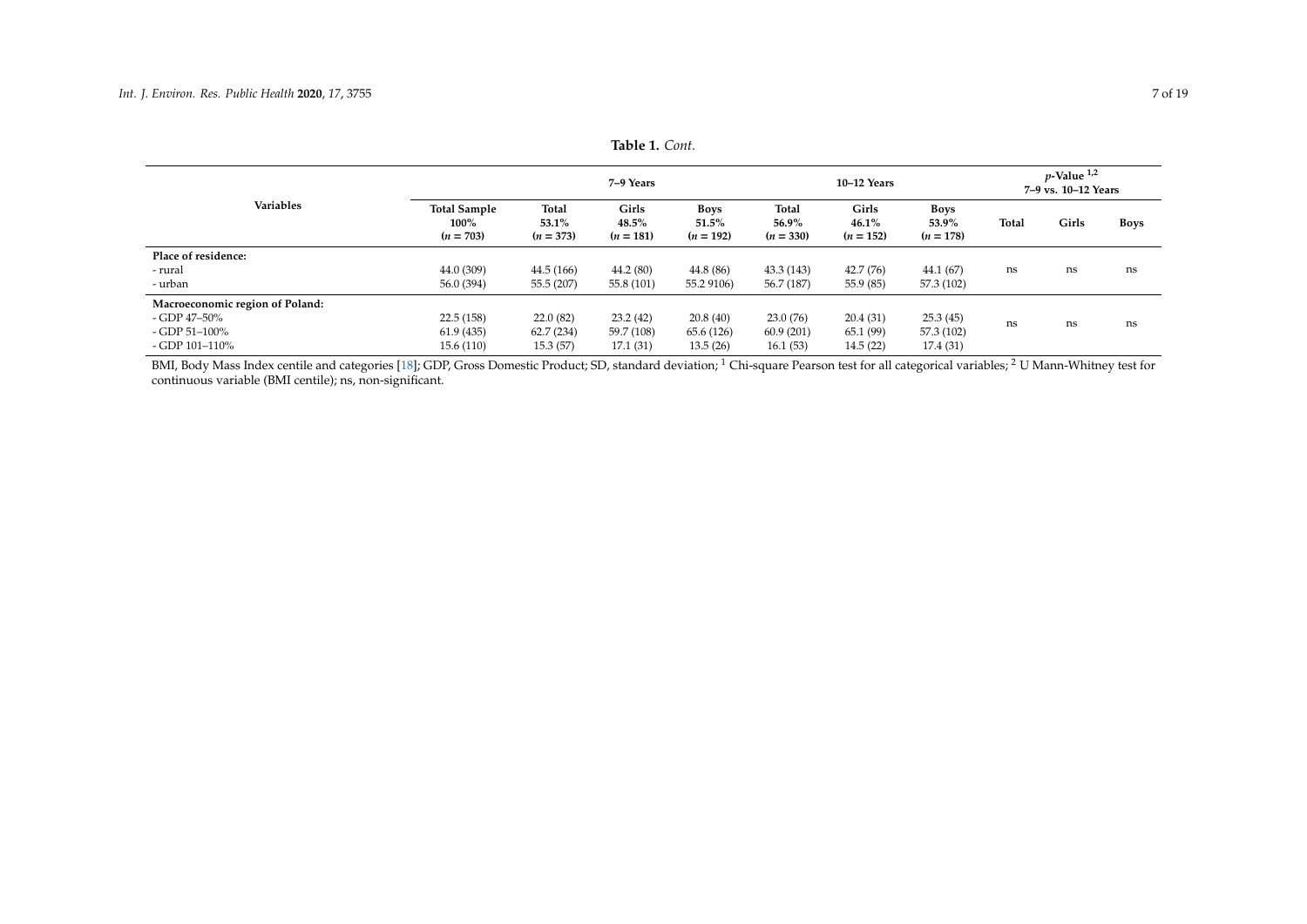**Table 1.** *Cont.*

| Variables | Total Sample 100% ($n$ = 703) | 7–9 Years Total 53.1% ($n$ = 373) | 7–9 Years Girls 48.5% ($n$ = 181) | 7–9 Years Boys 51.5% ($n$ = 192) | 10–12 Years Total 56.9% ($n$ = 330) | 10–12 Years Girls 46.1% ($n$ = 152) | 10–12 Years Boys 53.9% ($n$ = 178) | $p$-Value [1,2] 7–9 vs. 10–12 Years Total | $p$-Value [1,2] 7–9 vs. 10–12 Years Girls | $p$-Value [1,2] 7–9 vs. 10–12 Years Boys |
|---|---|---|---|---|---|---|---|---|---|---|
| **Place of residence:** | | | | | | | | | | |
| - rural | 44.0 (309) | 44.5 (166) | 44.2 (80) | 44.8 (86) | 43.3 (143) | 42.7 (76) | 44.1 (67) | ns | ns | ns |
| - urban | 56.0 (394) | 55.5 (207) | 55.8 (101) | 55.2 9106) | 56.7 (187) | 55.9 (85) | 57.3 (102) | | | |
| **Macroeconomic region of Poland:** | | | | | | | | | | |
| - GDP 47–50% | 22.5 (158) | 22.0 (82) | 23.2 (42) | 20.8 (40) | 23.0 (76) | 20.4 (31) | 25.3 (45) | ns | ns | ns |
| - GDP 51–100% | 61.9 (435) | 62.7 (234) | 59.7 (108) | 65.6 (126) | 60.9 (201) | 65.1 (99) | 57.3 (102) | | | |
| - GDP 101–110% | 15.6 (110) | 15.3 (57) | 17.1 (31) | 13.5 (26) | 16.1 (53) | 14.5 (22) | 17.4 (31) | | | |

BMI, Body Mass Index centile and categories [18]; GDP, Gross Domestic Product; SD, standard deviation; [1] Chi-square Pearson test for all categorical variables; [2] U Mann-Whitney test for continuous variable (BMI centile); ns, non-significant.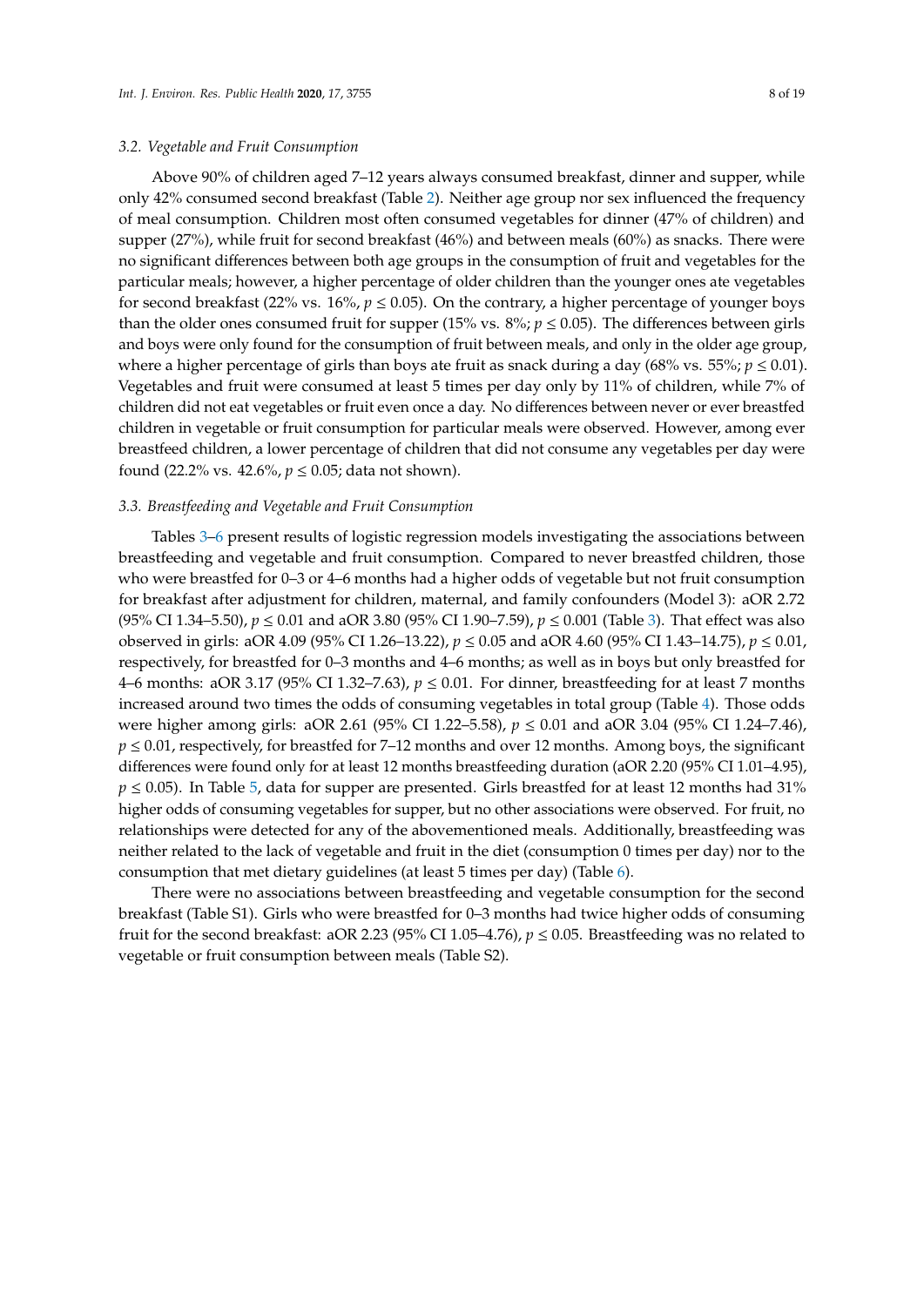### 3.2. Vegetable and Fruit Consumption

Above 90% of children aged 7–12 years always consumed breakfast, dinner and supper, while only 42% consumed second breakfast (Table 2). Neither age group nor sex influenced the frequency of meal consumption. Children most often consumed vegetables for dinner (47% of children) and supper (27%), while fruit for second breakfast (46%) and between meals (60%) as snacks. There were no significant differences between both age groups in the consumption of fruit and vegetables for the particular meals; however, a higher percentage of older children than the younger ones ate vegetables for second breakfast (22% vs. 16%, $p \leq 0.05$). On the contrary, a higher percentage of younger boys than the older ones consumed fruit for supper (15% vs. 8%; $p \leq 0.05$). The differences between girls and boys were only found for the consumption of fruit between meals, and only in the older age group, where a higher percentage of girls than boys ate fruit as snack during a day (68% vs. 55%; $p \leq 0.01$). Vegetables and fruit were consumed at least 5 times per day only by 11% of children, while 7% of children did not eat vegetables or fruit even once a day. No differences between never or ever breastfed children in vegetable or fruit consumption for particular meals were observed. However, among ever breastfeed children, a lower percentage of children that did not consume any vegetables per day were found (22.2% vs. 42.6%, $p \leq 0.05$; data not shown).

### 3.3. Breastfeeding and Vegetable and Fruit Consumption

Tables 3–6 present results of logistic regression models investigating the associations between breastfeeding and vegetable and fruit consumption. Compared to never breastfed children, those who were breastfed for 0–3 or 4–6 months had a higher odds of vegetable but not fruit consumption for breakfast after adjustment for children, maternal, and family confounders (Model 3): aOR 2.72 (95% CI 1.34–5.50), $p \leq 0.01$ and aOR 3.80 (95% CI 1.90–7.59), $p \leq 0.001$ (Table 3). That effect was also observed in girls: aOR 4.09 (95% CI 1.26–13.22), $p \leq 0.05$ and aOR 4.60 (95% CI 1.43–14.75), $p \leq 0.01$, respectively, for breastfed for 0–3 months and 4–6 months; as well as in boys but only breastfed for 4–6 months: aOR 3.17 (95% CI 1.32–7.63), $p \leq 0.01$. For dinner, breastfeeding for at least 7 months increased around two times the odds of consuming vegetables in total group (Table 4). Those odds were higher among girls: aOR 2.61 (95% CI 1.22–5.58), $p \leq 0.01$ and aOR 3.04 (95% CI 1.24–7.46), $p \leq 0.01$, respectively, for breastfed for 7–12 months and over 12 months. Among boys, the significant differences were found only for at least 12 months breastfeeding duration (aOR 2.20 (95% CI 1.01–4.95), $p \leq 0.05$). In Table 5, data for supper are presented. Girls breastfed for at least 12 months had 31% higher odds of consuming vegetables for supper, but no other associations were observed. For fruit, no relationships were detected for any of the abovementioned meals. Additionally, breastfeeding was neither related to the lack of vegetable and fruit in the diet (consumption 0 times per day) nor to the consumption that met dietary guidelines (at least 5 times per day) (Table 6).

There were no associations between breastfeeding and vegetable consumption for the second breakfast (Table S1). Girls who were breastfed for 0–3 months had twice higher odds of consuming fruit for the second breakfast: aOR 2.23 (95% CI 1.05–4.76), $p \leq 0.05$. Breastfeeding was no related to vegetable or fruit consumption between meals (Table S2).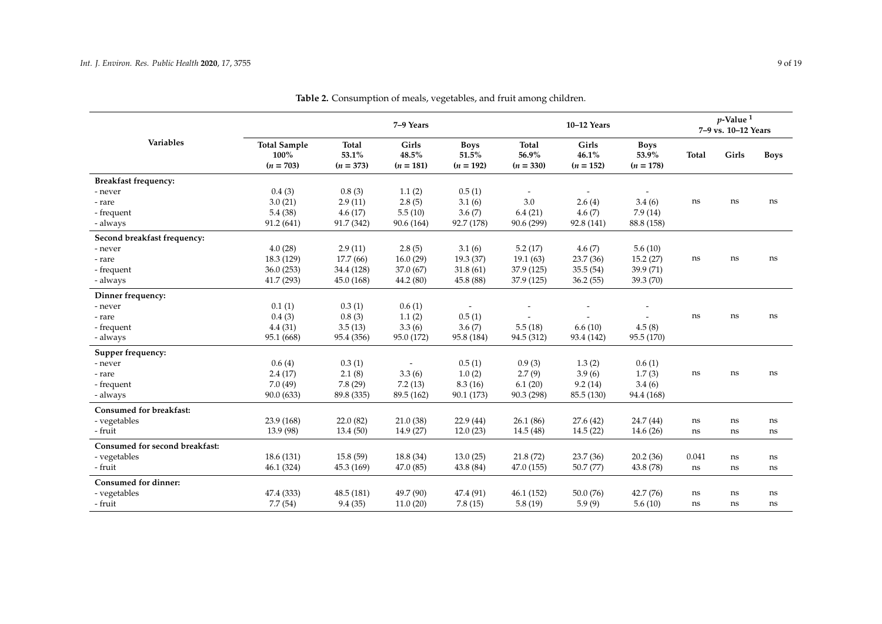**Table 2.** Consumption of meals, vegetables, and fruit among children.

| Variables | Total Sample 100% ($n = 703$) | 7–9 Years | | | 10–12 Years | | | $p$-Value [1] 7–9 vs. 10–12 Years | | |
|---|---|---|---|---|---|---|---|---|---|---|
| | | Total 53.1% ($n = 373$) | Girls 48.5% ($n = 181$) | Boys 51.5% ($n = 192$) | Total 56.9% ($n = 330$) | Girls 46.1% ($n = 152$) | Boys 53.9% ($n = 178$) | Total | Girls | Boys |
| **Breakfast frequency:** | | | | | | | | | | |
| - never | 0.4 (3) | 0.8 (3) | 1.1 (2) | 0.5 (1) | - | - | - | | | |
| - rare | 3.0 (21) | 2.9 (11) | 2.8 (5) | 3.1 (6) | 3.0 | 2.6 (4) | 3.4 (6) | ns | ns | ns |
| - frequent | 5.4 (38) | 4.6 (17) | 5.5 (10) | 3.6 (7) | 6.4 (21) | 4.6 (7) | 7.9 (14) | | | |
| - always | 91.2 (641) | 91.7 (342) | 90.6 (164) | 92.7 (178) | 90.6 (299) | 92.8 (141) | 88.8 (158) | | | |
| **Second breakfast frequency:** | | | | | | | | | | |
| - never | 4.0 (28) | 2.9 (11) | 2.8 (5) | 3.1 (6) | 5.2 (17) | 4.6 (7) | 5.6 (10) | | | |
| - rare | 18.3 (129) | 17.7 (66) | 16.0 (29) | 19.3 (37) | 19.1 (63) | 23.7 (36) | 15.2 (27) | ns | ns | ns |
| - frequent | 36.0 (253) | 34.4 (128) | 37.0 (67) | 31.8 (61) | 37.9 (125) | 35.5 (54) | 39.9 (71) | | | |
| - always | 41.7 (293) | 45.0 (168) | 44.2 (80) | 45.8 (88) | 37.9 (125) | 36.2 (55) | 39.3 (70) | | | |
| **Dinner frequency:** | | | | | | | | | | |
| - never | 0.1 (1) | 0.3 (1) | 0.6 (1) | - | - | - | - | | | |
| - rare | 0.4 (3) | 0.8 (3) | 1.1 (2) | 0.5 (1) | - | - | - | ns | ns | ns |
| - frequent | 4.4 (31) | 3.5 (13) | 3.3 (6) | 3.6 (7) | 5.5 (18) | 6.6 (10) | 4.5 (8) | | | |
| - always | 95.1 (668) | 95.4 (356) | 95.0 (172) | 95.8 (184) | 94.5 (312) | 93.4 (142) | 95.5 (170) | | | |
| **Supper frequency:** | | | | | | | | | | |
| - never | 0.6 (4) | 0.3 (1) | - | 0.5 (1) | 0.9 (3) | 1.3 (2) | 0.6 (1) | | | |
| - rare | 2.4 (17) | 2.1 (8) | 3.3 (6) | 1.0 (2) | 2.7 (9) | 3.9 (6) | 1.7 (3) | ns | ns | ns |
| - frequent | 7.0 (49) | 7.8 (29) | 7.2 (13) | 8.3 (16) | 6.1 (20) | 9.2 (14) | 3.4 (6) | | | |
| - always | 90.0 (633) | 89.8 (335) | 89.5 (162) | 90.1 (173) | 90.3 (298) | 85.5 (130) | 94.4 (168) | | | |
| **Consumed for breakfast:** | | | | | | | | | | |
| - vegetables | 23.9 (168) | 22.0 (82) | 21.0 (38) | 22.9 (44) | 26.1 (86) | 27.6 (42) | 24.7 (44) | ns | ns | ns |
| - fruit | 13.9 (98) | 13.4 (50) | 14.9 (27) | 12.0 (23) | 14.5 (48) | 14.5 (22) | 14.6 (26) | ns | ns | ns |
| **Consumed for second breakfast:** | | | | | | | | | | |
| - vegetables | 18.6 (131) | 15.8 (59) | 18.8 (34) | 13.0 (25) | 21.8 (72) | 23.7 (36) | 20.2 (36) | 0.041 | ns | ns |
| - fruit | 46.1 (324) | 45.3 (169) | 47.0 (85) | 43.8 (84) | 47.0 (155) | 50.7 (77) | 43.8 (78) | ns | ns | ns |
| **Consumed for dinner:** | | | | | | | | | | |
| - vegetables | 47.4 (333) | 48.5 (181) | 49.7 (90) | 47.4 (91) | 46.1 (152) | 50.0 (76) | 42.7 (76) | ns | ns | ns |
| - fruit | 7.7 (54) | 9.4 (35) | 11.0 (20) | 7.8 (15) | 5.8 (19) | 5.9 (9) | 5.6 (10) | ns | ns | ns |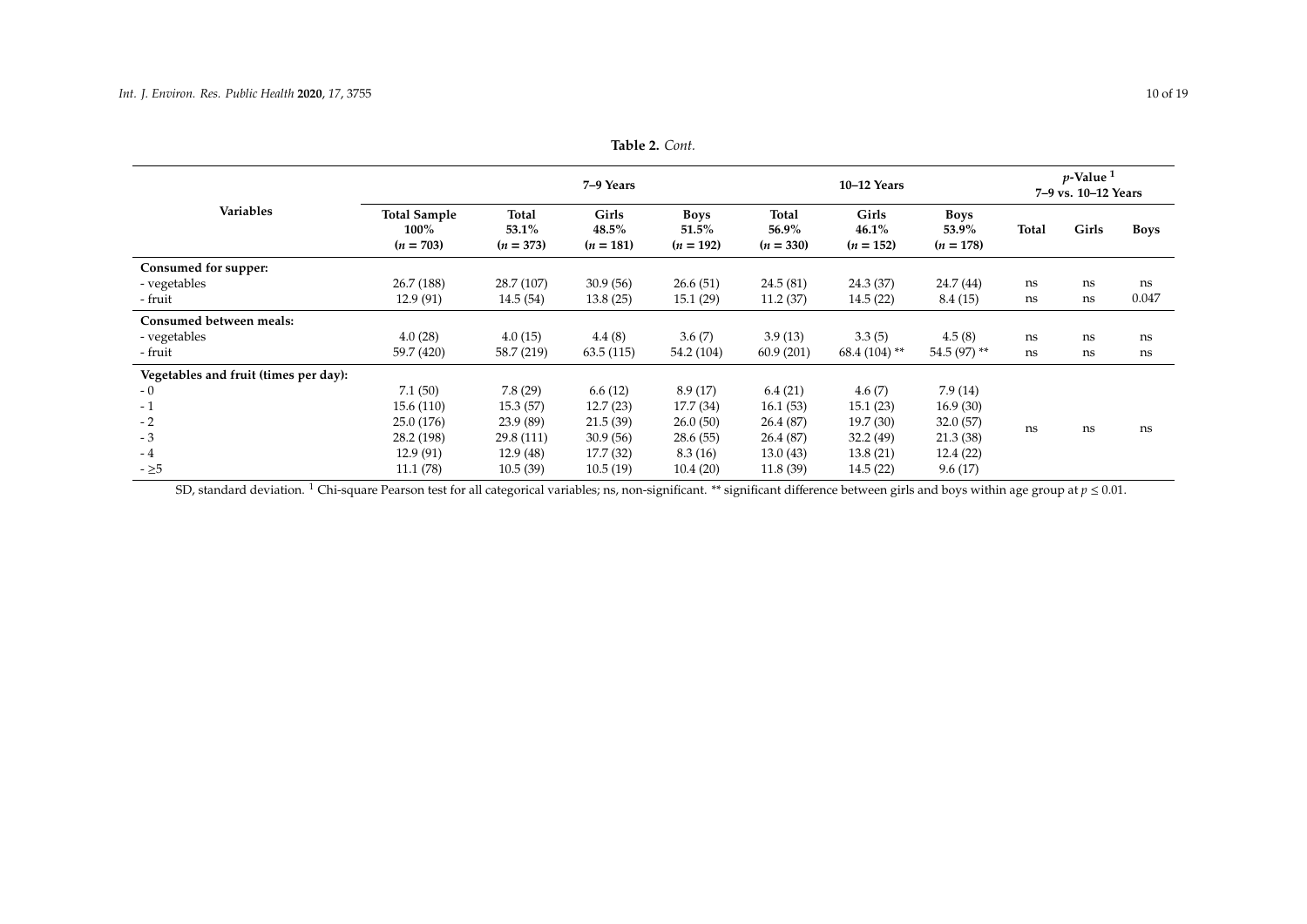**Table 2.** *Cont.*

| Variables | Total Sample 100% ($n$ = 703) | 7–9 Years Total 53.1% ($n$ = 373) | 7–9 Years Girls 48.5% ($n$ = 181) | 7–9 Years Boys 51.5% ($n$ = 192) | 10–12 Years Total 56.9% ($n$ = 330) | 10–12 Years Girls 46.1% ($n$ = 152) | 10–12 Years Boys 53.9% ($n$ = 178) | $p$-Value [1] 7–9 vs. 10–12 Years Total | $p$-Value [1] 7–9 vs. 10–12 Years Girls | $p$-Value [1] 7–9 vs. 10–12 Years Boys |
|---|---|---|---|---|---|---|---|---|---|---|
| **Consumed for supper:** | | | | | | | | | | |
| - vegetables | 26.7 (188) | 28.7 (107) | 30.9 (56) | 26.6 (51) | 24.5 (81) | 24.3 (37) | 24.7 (44) | ns | ns | ns |
| - fruit | 12.9 (91) | 14.5 (54) | 13.8 (25) | 15.1 (29) | 11.2 (37) | 14.5 (22) | 8.4 (15) | ns | ns | 0.047 |
| **Consumed between meals:** | | | | | | | | | | |
| - vegetables | 4.0 (28) | 4.0 (15) | 4.4 (8) | 3.6 (7) | 3.9 (13) | 3.3 (5) | 4.5 (8) | ns | ns | ns |
| - fruit | 59.7 (420) | 58.7 (219) | 63.5 (115) | 54.2 (104) | 60.9 (201) | 68.4 (104) ** | 54.5 (97) ** | ns | ns | ns |
| **Vegetables and fruit (times per day):** | | | | | | | | | | |
| - 0 | 7.1 (50) | 7.8 (29) | 6.6 (12) | 8.9 (17) | 6.4 (21) | 4.6 (7) | 7.9 (14) | ns | ns | ns |
| - 1 | 15.6 (110) | 15.3 (57) | 12.7 (23) | 17.7 (34) | 16.1 (53) | 15.1 (23) | 16.9 (30) | | | |
| - 2 | 25.0 (176) | 23.9 (89) | 21.5 (39) | 26.0 (50) | 26.4 (87) | 19.7 (30) | 32.0 (57) | | | |
| - 3 | 28.2 (198) | 29.8 (111) | 30.9 (56) | 28.6 (55) | 26.4 (87) | 32.2 (49) | 21.3 (38) | | | |
| - 4 | 12.9 (91) | 12.9 (48) | 17.7 (32) | 8.3 (16) | 13.0 (43) | 13.8 (21) | 12.4 (22) | | | |
| - ≥5 | 11.1 (78) | 10.5 (39) | 10.5 (19) | 10.4 (20) | 11.8 (39) | 14.5 (22) | 9.6 (17) | | | |

SD, standard deviation. [1] Chi-square Pearson test for all categorical variables; ns, non-significant. ** significant difference between girls and boys within age group at $p \leq 0.01$.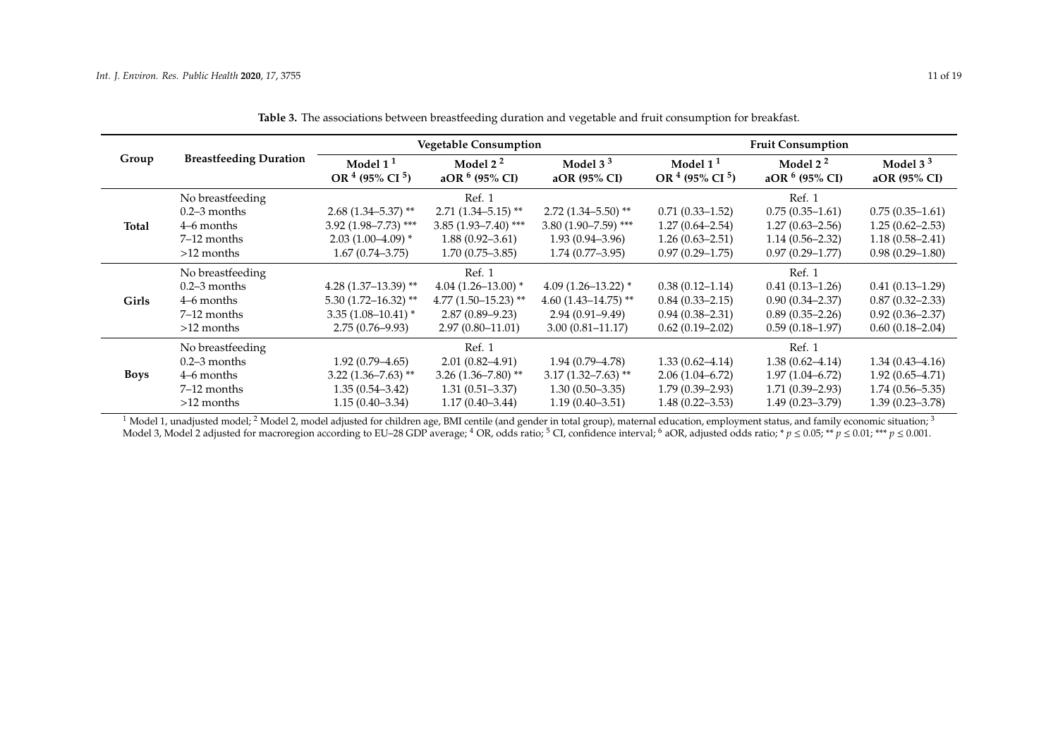**Table 3.** The associations between breastfeeding duration and vegetable and fruit consumption for breakfast.

| Group | Breastfeeding Duration | Vegetable Consumption | | | Fruit Consumption | | |
|---|---|---|---|---|---|---|---|
| | | Model 1 [1] OR [4] (95% CI [5]) | Model 2 [2] aOR [6] (95% CI) | Model 3 [3] aOR (95% CI) | Model 1 [1] OR [4] (95% CI [5]) | Model 2 [2] aOR [6] (95% CI) | Model 3 [3] aOR (95% CI) |
| Total | No breastfeeding | Ref. 1 | | | Ref. 1 | | |
| | 0.2–3 months | 2.68 (1.34–5.37) ** | 2.71 (1.34–5.15) ** | 2.72 (1.34–5.50) ** | 0.71 (0.33–1.52) | 0.75 (0.35–1.61) | 0.75 (0.35–1.61) |
| | 4–6 months | 3.92 (1.98–7.73) *** | 3.85 (1.93–7.40) *** | 3.80 (1.90–7.59) *** | 1.27 (0.64–2.54) | 1.27 (0.63–2.56) | 1.25 (0.62–2.53) |
| | 7–12 months | 2.03 (1.00–4.09) * | 1.88 (0.92–3.61) | 1.93 (0.94–3.96) | 1.26 (0.63–2.51) | 1.14 (0.56–2.32) | 1.18 (0.58–2.41) |
| | >12 months | 1.67 (0.74–3.75) | 1.70 (0.75–3.85) | 1.74 (0.77–3.95) | 0.97 (0.29–1.75) | 0.97 (0.29–1.77) | 0.98 (0.29–1.80) |
| Girls | No breastfeeding | Ref. 1 | | | Ref. 1 | | |
| | 0.2–3 months | 4.28 (1.37–13.39) ** | 4.04 (1.26–13.00) * | 4.09 (1.26–13.22) * | 0.38 (0.12–1.14) | 0.41 (0.13–1.26) | 0.41 (0.13–1.29) |
| | 4–6 months | 5.30 (1.72–16.32) ** | 4.77 (1.50–15.23) ** | 4.60 (1.43–14.75) ** | 0.84 (0.33–2.15) | 0.90 (0.34–2.37) | 0.87 (0.32–2.33) |
| | 7–12 months | 3.35 (1.08–10.41) * | 2.87 (0.89–9.23) | 2.94 (0.91–9.49) | 0.94 (0.38–2.31) | 0.89 (0.35–2.26) | 0.92 (0.36–2.37) |
| | >12 months | 2.75 (0.76–9.93) | 2.97 (0.80–11.01) | 3.00 (0.81–11.17) | 0.62 (0.19–2.02) | 0.59 (0.18–1.97) | 0.60 (0.18–2.04) |
| Boys | No breastfeeding | Ref. 1 | | | Ref. 1 | | |
| | 0.2–3 months | 1.92 (0.79–4.65) | 2.01 (0.82–4.91) | 1.94 (0.79–4.78) | 1.33 (0.62–4.14) | 1.38 (0.62–4.14) | 1.34 (0.43–4.16) |
| | 4–6 months | 3.22 (1.36–7.63) ** | 3.26 (1.36–7.80) ** | 3.17 (1.32–7.63) ** | 2.06 (1.04–6.72) | 1.97 (1.04–6.72) | 1.92 (0.65–4.71) |
| | 7–12 months | 1.35 (0.54–3.42) | 1.31 (0.51–3.37) | 1.30 (0.50–3.35) | 1.79 (0.39–2.93) | 1.71 (0.39–2.93) | 1.74 (0.56–5.35) |
| | >12 months | 1.15 (0.40–3.34) | 1.17 (0.40–3.44) | 1.19 (0.40–3.51) | 1.48 (0.22–3.53) | 1.49 (0.23–3.79) | 1.39 (0.23–3.78) |

[1] Model 1, unadjusted model; [2] Model 2, model adjusted for children age, BMI centile (and gender in total group), maternal education, employment status, and family economic situation; [3] Model 3, Model 2 adjusted for macroregion according to EU–28 GDP average; [4] OR, odds ratio; [5] CI, confidence interval; [6] aOR, adjusted odds ratio; * $p \leq 0.05$; ** $p \leq 0.01$; *** $p \leq 0.001$.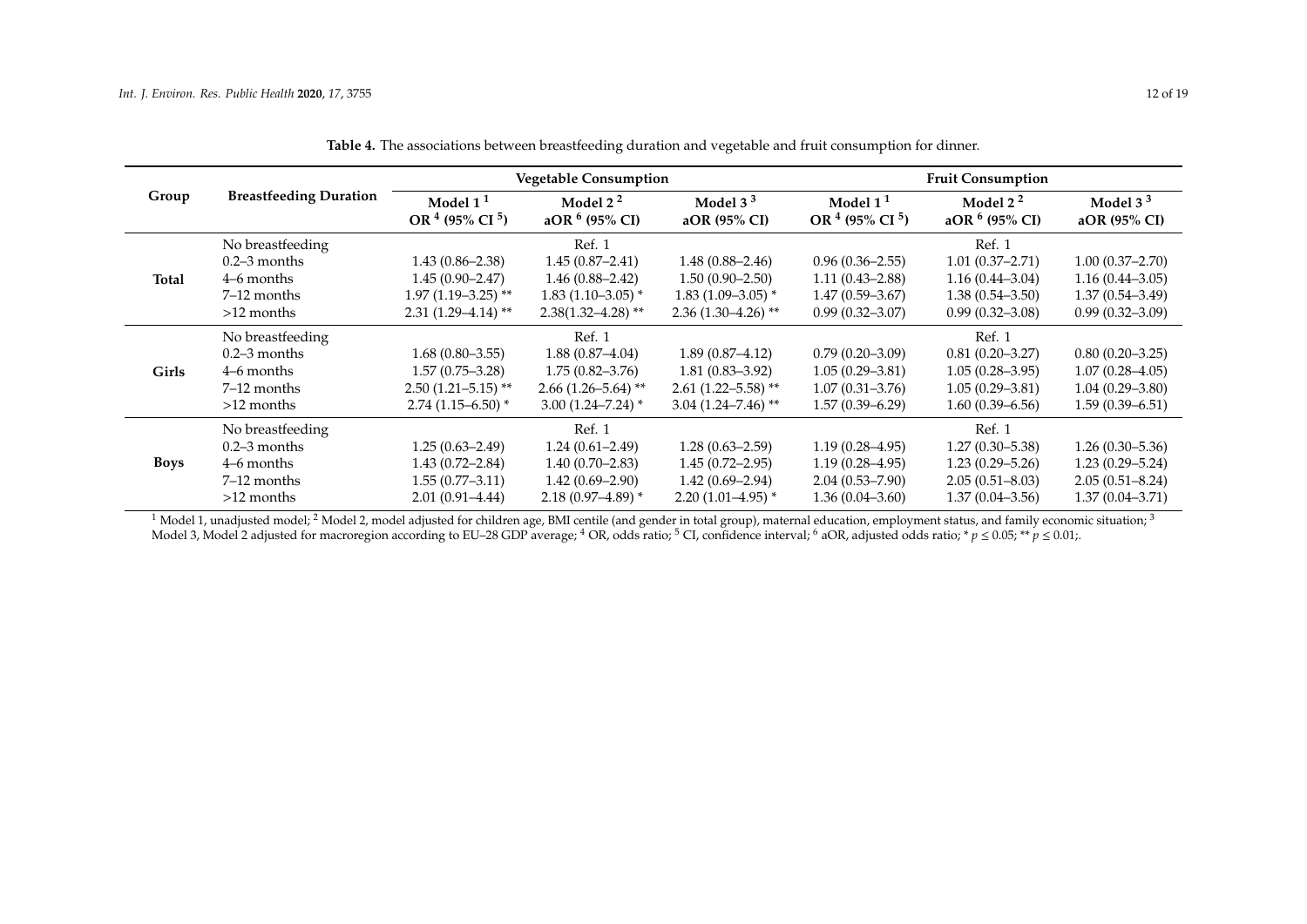**Table 4.** The associations between breastfeeding duration and vegetable and fruit consumption for dinner.

| Group | Breastfeeding Duration | Vegetable Consumption | | | Fruit Consumption | | |
|---|---|---|---|---|---|---|---|
| | | Model 1 [1] OR [4] (95% CI [5]) | Model 2 [2] aOR [6] (95% CI) | Model 3 [3] aOR (95% CI) | Model 1 [1] OR [4] (95% CI [5]) | Model 2 [2] aOR [6] (95% CI) | Model 3 [3] aOR (95% CI) |
| **Total** | No breastfeeding | | Ref. 1 | | | Ref. 1 | |
| | 0.2–3 months | 1.43 (0.86–2.38) | 1.45 (0.87–2.41) | 1.48 (0.88–2.46) | 0.96 (0.36–2.55) | 1.01 (0.37–2.71) | 1.00 (0.37–2.70) |
| | 4–6 months | 1.45 (0.90–2.47) | 1.46 (0.88–2.42) | 1.50 (0.90–2.50) | 1.11 (0.43–2.88) | 1.16 (0.44–3.04) | 1.16 (0.44–3.05) |
| | 7–12 months | 1.97 (1.19–3.25) ** | 1.83 (1.10–3.05) * | 1.83 (1.09–3.05) * | 1.47 (0.59–3.67) | 1.38 (0.54–3.50) | 1.37 (0.54–3.49) |
| | >12 months | 2.31 (1.29–4.14) ** | 2.38(1.32–4.28) ** | 2.36 (1.30–4.26) ** | 0.99 (0.32–3.07) | 0.99 (0.32–3.08) | 0.99 (0.32–3.09) |
| **Girls** | No breastfeeding | | Ref. 1 | | | Ref. 1 | |
| | 0.2–3 months | 1.68 (0.80–3.55) | 1.88 (0.87–4.04) | 1.89 (0.87–4.12) | 0.79 (0.20–3.09) | 0.81 (0.20–3.27) | 0.80 (0.20–3.25) |
| | 4–6 months | 1.57 (0.75–3.28) | 1.75 (0.82–3.76) | 1.81 (0.83–3.92) | 1.05 (0.29–3.81) | 1.05 (0.28–3.95) | 1.07 (0.28–4.05) |
| | 7–12 months | 2.50 (1.21–5.15) ** | 2.66 (1.26–5.64) ** | 2.61 (1.22–5.58) ** | 1.07 (0.31–3.76) | 1.05 (0.29–3.81) | 1.04 (0.29–3.80) |
| | >12 months | 2.74 (1.15–6.50) * | 3.00 (1.24–7.24) * | 3.04 (1.24–7.46) ** | 1.57 (0.39–6.29) | 1.60 (0.39–6.56) | 1.59 (0.39–6.51) |
| **Boys** | No breastfeeding | | Ref. 1 | | | Ref. 1 | |
| | 0.2–3 months | 1.25 (0.63–2.49) | 1.24 (0.61–2.49) | 1.28 (0.63–2.59) | 1.19 (0.28–4.95) | 1.27 (0.30–5.38) | 1.26 (0.30–5.36) |
| | 4–6 months | 1.43 (0.72–2.84) | 1.40 (0.70–2.83) | 1.45 (0.72–2.95) | 1.19 (0.28–4.95) | 1.23 (0.29–5.26) | 1.23 (0.29–5.24) |
| | 7–12 months | 1.55 (0.77–3.11) | 1.42 (0.69–2.90) | 1.42 (0.69–2.94) | 2.04 (0.53–7.90) | 2.05 (0.51–8.03) | 2.05 (0.51–8.24) |
| | >12 months | 2.01 (0.91–4.44) | 2.18 (0.97–4.89) * | 2.20 (1.01–4.95) * | 1.36 (0.04–3.60) | 1.37 (0.04–3.56) | 1.37 (0.04–3.71) |

[1] Model 1, unadjusted model; [2] Model 2, model adjusted for children age, BMI centile (and gender in total group), maternal education, employment status, and family economic situation; [3] Model 3, Model 2 adjusted for macroregion according to EU–28 GDP average; [4] OR, odds ratio; [5] CI, confidence interval; [6] aOR, adjusted odds ratio; * $p \leq 0.05$; ** $p \leq 0.01$;.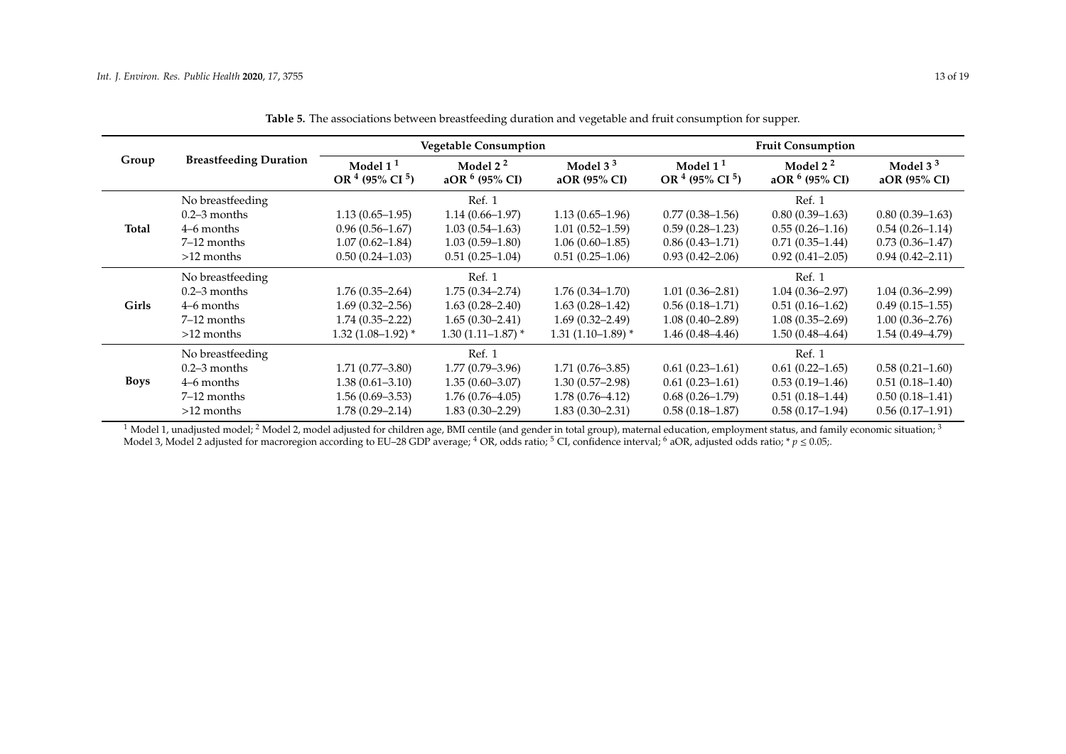**Table 5.** The associations between breastfeeding duration and vegetable and fruit consumption for supper.

| Group | Breastfeeding Duration | Vegetable Consumption | | | Fruit Consumption | | |
|---|---|---|---|---|---|---|---|
| | | Model 1 [1] OR [4] (95% CI [5]) | Model 2 [2] aOR [6] (95% CI) | Model 3 [3] aOR (95% CI) | Model 1 [1] OR [4] (95% CI [5]) | Model 2 [2] aOR [6] (95% CI) | Model 3 [3] aOR (95% CI) |
| **Total** | No breastfeeding | | Ref. 1 | | | Ref. 1 | |
| | 0.2–3 months | 1.13 (0.65–1.95) | 1.14 (0.66–1.97) | 1.13 (0.65–1.96) | 0.77 (0.38–1.56) | 0.80 (0.39–1.63) | 0.80 (0.39–1.63) |
| | 4–6 months | 0.96 (0.56–1.67) | 1.03 (0.54–1.63) | 1.01 (0.52–1.59) | 0.59 (0.28–1.23) | 0.55 (0.26–1.16) | 0.54 (0.26–1.14) |
| | 7–12 months | 1.07 (0.62–1.84) | 1.03 (0.59–1.80) | 1.06 (0.60–1.85) | 0.86 (0.43–1.71) | 0.71 (0.35–1.44) | 0.73 (0.36–1.47) |
| | >12 months | 0.50 (0.24–1.03) | 0.51 (0.25–1.04) | 0.51 (0.25–1.06) | 0.93 (0.42–2.06) | 0.92 (0.41–2.05) | 0.94 (0.42–2.11) |
| **Girls** | No breastfeeding | | Ref. 1 | | | Ref. 1 | |
| | 0.2–3 months | 1.76 (0.35–2.64) | 1.75 (0.34–2.74) | 1.76 (0.34–1.70) | 1.01 (0.36–2.81) | 1.04 (0.36–2.97) | 1.04 (0.36–2.99) |
| | 4–6 months | 1.69 (0.32–2.56) | 1.63 (0.28–2.40) | 1.63 (0.28–1.42) | 0.56 (0.18–1.71) | 0.51 (0.16–1.62) | 0.49 (0.15–1.55) |
| | 7–12 months | 1.74 (0.35–2.22) | 1.65 (0.30–2.41) | 1.69 (0.32–2.49) | 1.08 (0.40–2.89) | 1.08 (0.35–2.69) | 1.00 (0.36–2.76) |
| | >12 months | 1.32 (1.08–1.92) * | 1.30 (1.11–1.87) * | 1.31 (1.10–1.89) * | 1.46 (0.48–4.46) | 1.50 (0.48–4.64) | 1.54 (0.49–4.79) |
| **Boys** | No breastfeeding | | Ref. 1 | | | Ref. 1 | |
| | 0.2–3 months | 1.71 (0.77–3.80) | 1.77 (0.79–3.96) | 1.71 (0.76–3.85) | 0.61 (0.23–1.61) | 0.61 (0.22–1.65) | 0.58 (0.21–1.60) |
| | 4–6 months | 1.38 (0.61–3.10) | 1.35 (0.60–3.07) | 1.30 (0.57–2.98) | 0.61 (0.23–1.61) | 0.53 (0.19–1.46) | 0.51 (0.18–1.40) |
| | 7–12 months | 1.56 (0.69–3.53) | 1.76 (0.76–4.05) | 1.78 (0.76–4.12) | 0.68 (0.26–1.79) | 0.51 (0.18–1.44) | 0.50 (0.18–1.41) |
| | >12 months | 1.78 (0.29–2.14) | 1.83 (0.30–2.29) | 1.83 (0.30–2.31) | 0.58 (0.18–1.87) | 0.58 (0.17–1.94) | 0.56 (0.17–1.91) |

[1] Model 1, unadjusted model; [2] Model 2, model adjusted for children age, BMI centile (and gender in total group), maternal education, employment status, and family economic situation; [3] Model 3, Model 2 adjusted for macroregion according to EU–28 GDP average; [4] OR, odds ratio; [5] CI, confidence interval; [6] aOR, adjusted odds ratio; * $p \leq 0.05$;.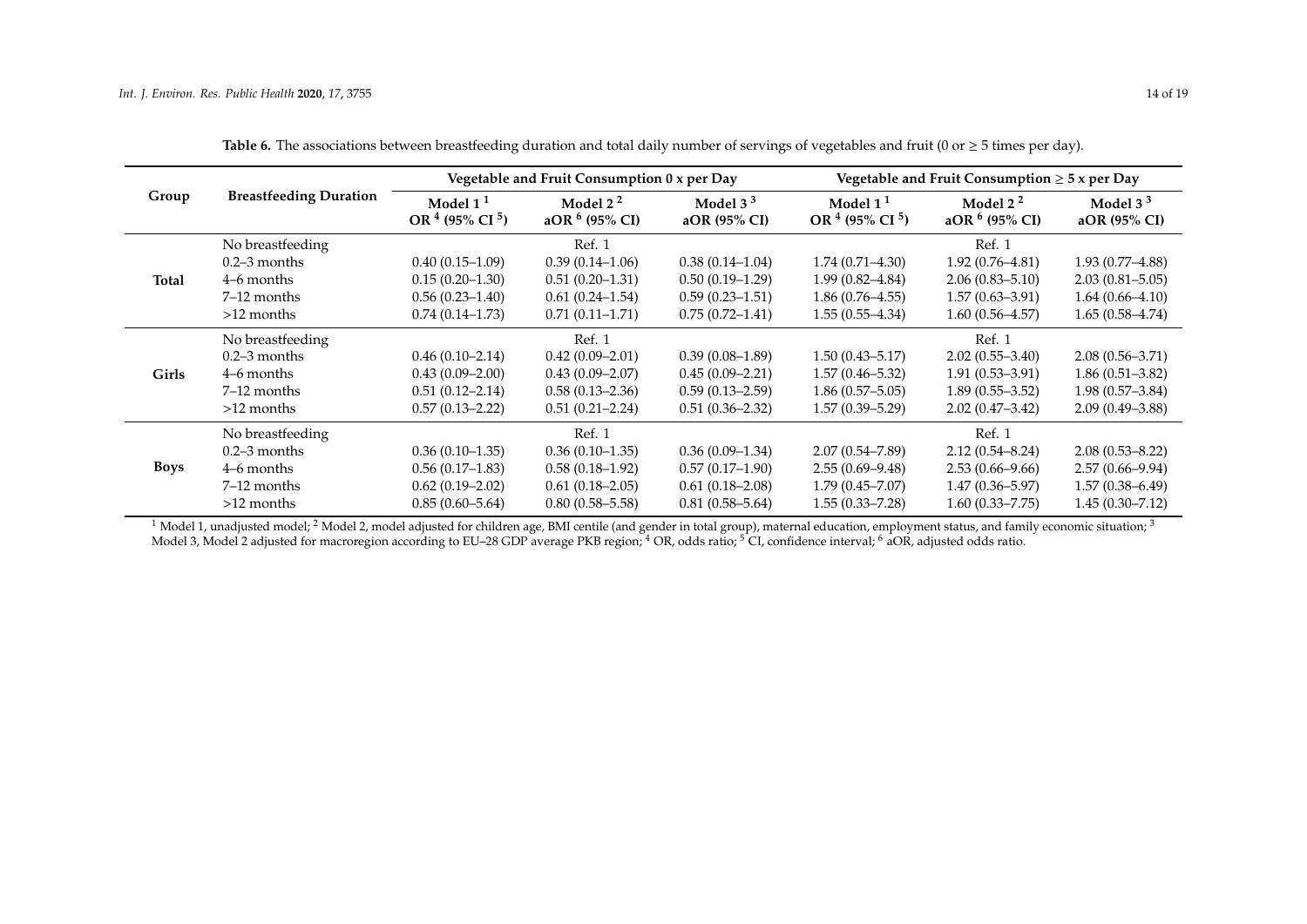**Table 6.** The associations between breastfeeding duration and total daily number of servings of vegetables and fruit (0 or ≥ 5 times per day).

| Group | Breastfeeding Duration | Vegetable and Fruit Consumption 0 x per Day | | | Vegetable and Fruit Consumption ≥ 5 x per Day | | |
|---|---|---|---|---|---|---|---|
| | | Model 1 [1] OR [4] (95% CI [5]) | Model 2 [2] aOR [6] (95% CI) | Model 3 [3] aOR (95% CI) | Model 1 [1] OR [4] (95% CI [5]) | Model 2 [2] aOR [6] (95% CI) | Model 3 [3] aOR (95% CI) |
| **Total** | No breastfeeding | | Ref. 1 | | | Ref. 1 | |
| | 0.2–3 months | 0.40 (0.15–1.09) | 0.39 (0.14–1.06) | 0.38 (0.14–1.04) | 1.74 (0.71–4.30) | 1.92 (0.76–4.81) | 1.93 (0.77–4.88) |
| | 4–6 months | 0.15 (0.20–1.30) | 0.51 (0.20–1.31) | 0.50 (0.19–1.29) | 1.99 (0.82–4.84) | 2.06 (0.83–5.10) | 2.03 (0.81–5.05) |
| | 7–12 months | 0.56 (0.23–1.40) | 0.61 (0.24–1.54) | 0.59 (0.23–1.51) | 1.86 (0.76–4.55) | 1.57 (0.63–3.91) | 1.64 (0.66–4.10) |
| | >12 months | 0.74 (0.14–1.73) | 0.71 (0.11–1.71) | 0.75 (0.72–1.41) | 1.55 (0.55–4.34) | 1.60 (0.56–4.57) | 1.65 (0.58–4.74) |
| **Girls** | No breastfeeding | | Ref. 1 | | | Ref. 1 | |
| | 0.2–3 months | 0.46 (0.10–2.14) | 0.42 (0.09–2.01) | 0.39 (0.08–1.89) | 1.50 (0.43–5.17) | 2.02 (0.55–3.40) | 2.08 (0.56–3.71) |
| | 4–6 months | 0.43 (0.09–2.00) | 0.43 (0.09–2.07) | 0.45 (0.09–2.21) | 1.57 (0.46–5.32) | 1.91 (0.53–3.91) | 1.86 (0.51–3.82) |
| | 7–12 months | 0.51 (0.12–2.14) | 0.58 (0.13–2.36) | 0.59 (0.13–2.59) | 1.86 (0.57–5.05) | 1.89 (0.55–3.52) | 1.98 (0.57–3.84) |
| | >12 months | 0.57 (0.13–2.22) | 0.51 (0.21–2.24) | 0.51 (0.36–2.32) | 1.57 (0.39–5.29) | 2.02 (0.47–3.42) | 2.09 (0.49–3.88) |
| **Boys** | No breastfeeding | | Ref. 1 | | | Ref. 1 | |
| | 0.2–3 months | 0.36 (0.10–1.35) | 0.36 (0.10–1.35) | 0.36 (0.09–1.34) | 2.07 (0.54–7.89) | 2.12 (0.54–8.24) | 2.08 (0.53–8.22) |
| | 4–6 months | 0.56 (0.17–1.83) | 0.58 (0.18–1.92) | 0.57 (0.17–1.90) | 2.55 (0.69–9.48) | 2.53 (0.66–9.66) | 2.57 (0.66–9.94) |
| | 7–12 months | 0.62 (0.19–2.02) | 0.61 (0.18–2.05) | 0.61 (0.18–2.08) | 1.79 (0.45–7.07) | 1.47 (0.36–5.97) | 1.57 (0.38–6.49) |
| | >12 months | 0.85 (0.60–5.64) | 0.80 (0.58–5.58) | 0.81 (0.58–5.64) | 1.55 (0.33–7.28) | 1.60 (0.33–7.75) | 1.45 (0.30–7.12) |

[1] Model 1, unadjusted model; [2] Model 2, model adjusted for children age, BMI centile (and gender in total group), maternal education, employment status, and family economic situation; [3] Model 3, Model 2 adjusted for macroregion according to EU–28 GDP average PKB region; [4] OR, odds ratio; [5] CI, confidence interval; [6] aOR, adjusted odds ratio.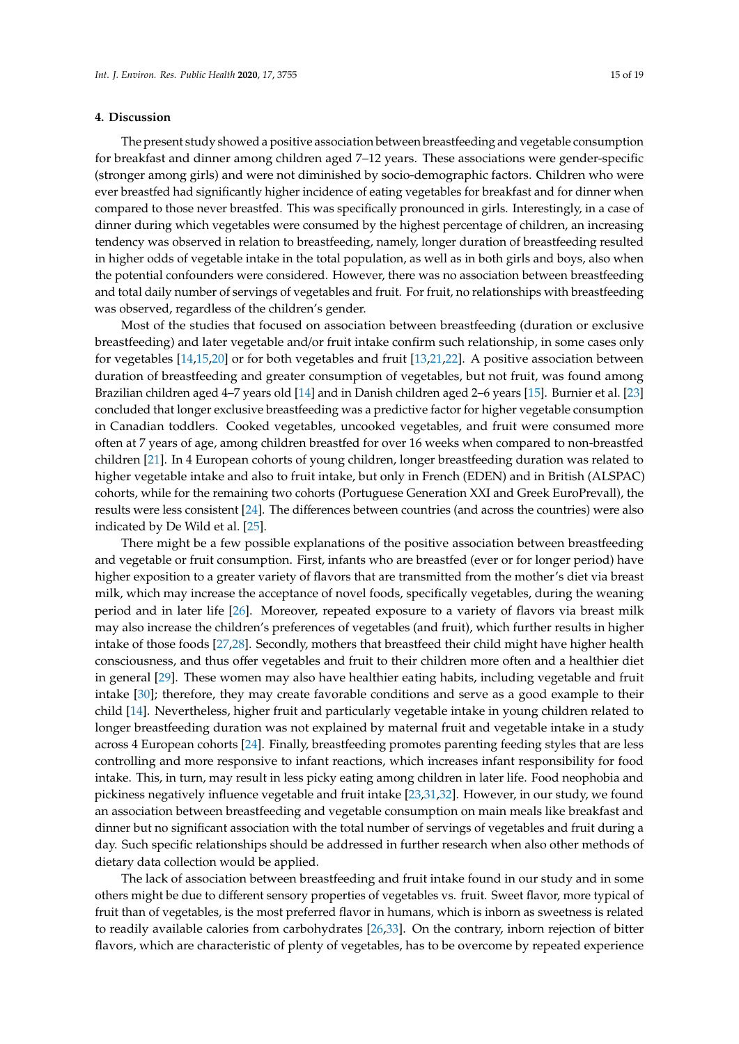## 4. Discussion

The present study showed a positive association between breastfeeding and vegetable consumption for breakfast and dinner among children aged 7–12 years. These associations were gender-specific (stronger among girls) and were not diminished by socio-demographic factors. Children who were ever breastfed had significantly higher incidence of eating vegetables for breakfast and for dinner when compared to those never breastfed. This was specifically pronounced in girls. Interestingly, in a case of dinner during which vegetables were consumed by the highest percentage of children, an increasing tendency was observed in relation to breastfeeding, namely, longer duration of breastfeeding resulted in higher odds of vegetable intake in the total population, as well as in both girls and boys, also when the potential confounders were considered. However, there was no association between breastfeeding and total daily number of servings of vegetables and fruit. For fruit, no relationships with breastfeeding was observed, regardless of the children's gender.

Most of the studies that focused on association between breastfeeding (duration or exclusive breastfeeding) and later vegetable and/or fruit intake confirm such relationship, in some cases only for vegetables [14,15,20] or for both vegetables and fruit [13,21,22]. A positive association between duration of breastfeeding and greater consumption of vegetables, but not fruit, was found among Brazilian children aged 4–7 years old [14] and in Danish children aged 2–6 years [15]. Burnier et al. [23] concluded that longer exclusive breastfeeding was a predictive factor for higher vegetable consumption in Canadian toddlers. Cooked vegetables, uncooked vegetables, and fruit were consumed more often at 7 years of age, among children breastfed for over 16 weeks when compared to non-breastfed children [21]. In 4 European cohorts of young children, longer breastfeeding duration was related to higher vegetable intake and also to fruit intake, but only in French (EDEN) and in British (ALSPAC) cohorts, while for the remaining two cohorts (Portuguese Generation XXI and Greek EuroPrevall), the results were less consistent [24]. The differences between countries (and across the countries) were also indicated by De Wild et al. [25].

There might be a few possible explanations of the positive association between breastfeeding and vegetable or fruit consumption. First, infants who are breastfed (ever or for longer period) have higher exposition to a greater variety of flavors that are transmitted from the mother's diet via breast milk, which may increase the acceptance of novel foods, specifically vegetables, during the weaning period and in later life [26]. Moreover, repeated exposure to a variety of flavors via breast milk may also increase the children's preferences of vegetables (and fruit), which further results in higher intake of those foods [27,28]. Secondly, mothers that breastfeed their child might have higher health consciousness, and thus offer vegetables and fruit to their children more often and a healthier diet in general [29]. These women may also have healthier eating habits, including vegetable and fruit intake [30]; therefore, they may create favorable conditions and serve as a good example to their child [14]. Nevertheless, higher fruit and particularly vegetable intake in young children related to longer breastfeeding duration was not explained by maternal fruit and vegetable intake in a study across 4 European cohorts [24]. Finally, breastfeeding promotes parenting feeding styles that are less controlling and more responsive to infant reactions, which increases infant responsibility for food intake. This, in turn, may result in less picky eating among children in later life. Food neophobia and pickiness negatively influence vegetable and fruit intake [23,31,32]. However, in our study, we found an association between breastfeeding and vegetable consumption on main meals like breakfast and dinner but no significant association with the total number of servings of vegetables and fruit during a day. Such specific relationships should be addressed in further research when also other methods of dietary data collection would be applied.

The lack of association between breastfeeding and fruit intake found in our study and in some others might be due to different sensory properties of vegetables vs. fruit. Sweet flavor, more typical of fruit than of vegetables, is the most preferred flavor in humans, which is inborn as sweetness is related to readily available calories from carbohydrates [26,33]. On the contrary, inborn rejection of bitter flavors, which are characteristic of plenty of vegetables, has to be overcome by repeated experience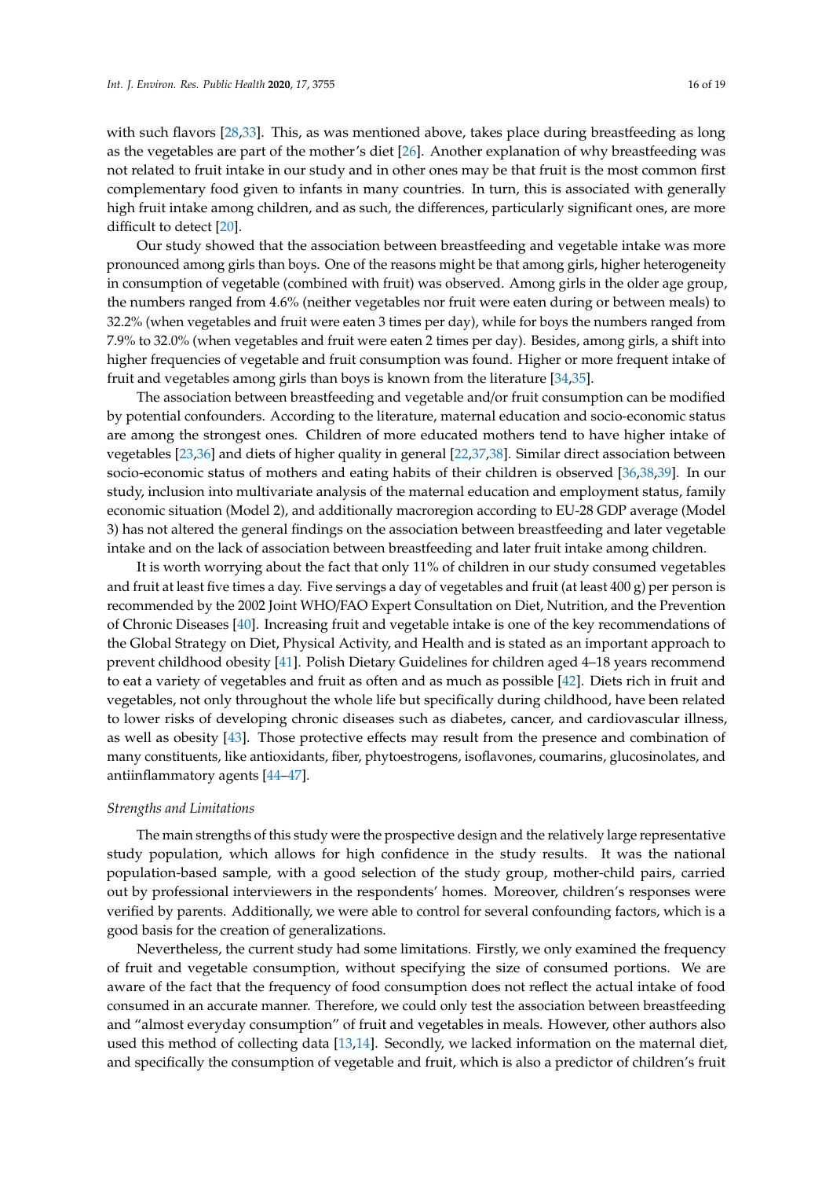with such flavors [28,33]. This, as was mentioned above, takes place during breastfeeding as long as the vegetables are part of the mother's diet [26]. Another explanation of why breastfeeding was not related to fruit intake in our study and in other ones may be that fruit is the most common first complementary food given to infants in many countries. In turn, this is associated with generally high fruit intake among children, and as such, the differences, particularly significant ones, are more difficult to detect [20].

Our study showed that the association between breastfeeding and vegetable intake was more pronounced among girls than boys. One of the reasons might be that among girls, higher heterogeneity in consumption of vegetable (combined with fruit) was observed. Among girls in the older age group, the numbers ranged from 4.6% (neither vegetables nor fruit were eaten during or between meals) to 32.2% (when vegetables and fruit were eaten 3 times per day), while for boys the numbers ranged from 7.9% to 32.0% (when vegetables and fruit were eaten 2 times per day). Besides, among girls, a shift into higher frequencies of vegetable and fruit consumption was found. Higher or more frequent intake of fruit and vegetables among girls than boys is known from the literature [34,35].

The association between breastfeeding and vegetable and/or fruit consumption can be modified by potential confounders. According to the literature, maternal education and socio-economic status are among the strongest ones. Children of more educated mothers tend to have higher intake of vegetables [23,36] and diets of higher quality in general [22,37,38]. Similar direct association between socio-economic status of mothers and eating habits of their children is observed [36,38,39]. In our study, inclusion into multivariate analysis of the maternal education and employment status, family economic situation (Model 2), and additionally macroregion according to EU-28 GDP average (Model 3) has not altered the general findings on the association between breastfeeding and later vegetable intake and on the lack of association between breastfeeding and later fruit intake among children.

It is worth worrying about the fact that only 11% of children in our study consumed vegetables and fruit at least five times a day. Five servings a day of vegetables and fruit (at least 400 g) per person is recommended by the 2002 Joint WHO/FAO Expert Consultation on Diet, Nutrition, and the Prevention of Chronic Diseases [40]. Increasing fruit and vegetable intake is one of the key recommendations of the Global Strategy on Diet, Physical Activity, and Health and is stated as an important approach to prevent childhood obesity [41]. Polish Dietary Guidelines for children aged 4–18 years recommend to eat a variety of vegetables and fruit as often and as much as possible [42]. Diets rich in fruit and vegetables, not only throughout the whole life but specifically during childhood, have been related to lower risks of developing chronic diseases such as diabetes, cancer, and cardiovascular illness, as well as obesity [43]. Those protective effects may result from the presence and combination of many constituents, like antioxidants, fiber, phytoestrogens, isoflavones, coumarins, glucosinolates, and antiinflammatory agents [44–47].

*Strengths and Limitations*

The main strengths of this study were the prospective design and the relatively large representative study population, which allows for high confidence in the study results. It was the national population-based sample, with a good selection of the study group, mother-child pairs, carried out by professional interviewers in the respondents' homes. Moreover, children's responses were verified by parents. Additionally, we were able to control for several confounding factors, which is a good basis for the creation of generalizations.

Nevertheless, the current study had some limitations. Firstly, we only examined the frequency of fruit and vegetable consumption, without specifying the size of consumed portions. We are aware of the fact that the frequency of food consumption does not reflect the actual intake of food consumed in an accurate manner. Therefore, we could only test the association between breastfeeding and "almost everyday consumption" of fruit and vegetables in meals. However, other authors also used this method of collecting data [13,14]. Secondly, we lacked information on the maternal diet, and specifically the consumption of vegetable and fruit, which is also a predictor of children's fruit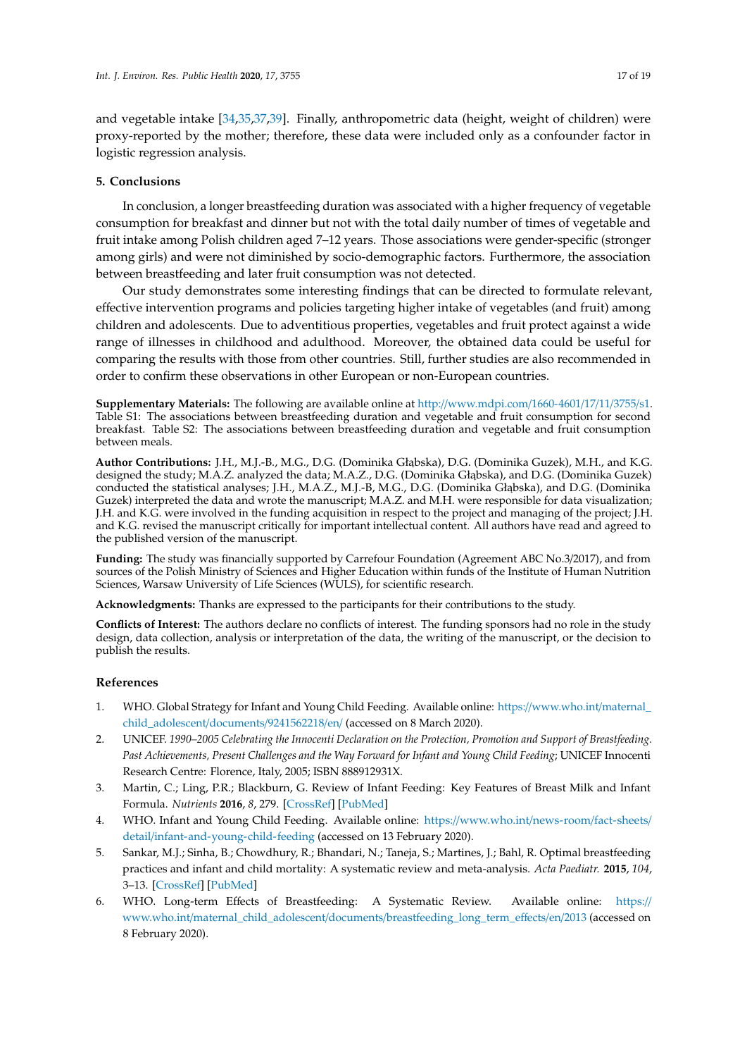and vegetable intake [34,35,37,39]. Finally, anthropometric data (height, weight of children) were proxy-reported by the mother; therefore, these data were included only as a confounder factor in logistic regression analysis.

## 5. Conclusions

In conclusion, a longer breastfeeding duration was associated with a higher frequency of vegetable consumption for breakfast and dinner but not with the total daily number of times of vegetable and fruit intake among Polish children aged 7–12 years. Those associations were gender-specific (stronger among girls) and were not diminished by socio-demographic factors. Furthermore, the association between breastfeeding and later fruit consumption was not detected.

Our study demonstrates some interesting findings that can be directed to formulate relevant, effective intervention programs and policies targeting higher intake of vegetables (and fruit) among children and adolescents. Due to adventitious properties, vegetables and fruit protect against a wide range of illnesses in childhood and adulthood. Moreover, the obtained data could be useful for comparing the results with those from other countries. Still, further studies are also recommended in order to confirm these observations in other European or non-European countries.

**Supplementary Materials:** The following are available online at http://www.mdpi.com/1660-4601/17/11/3755/s1. Table S1: The associations between breastfeeding duration and vegetable and fruit consumption for second breakfast. Table S2: The associations between breastfeeding duration and vegetable and fruit consumption between meals.

**Author Contributions:** J.H., M.J.-B., M.G., D.G. (Dominika Głąbska), D.G. (Dominika Guzek), M.H., and K.G. designed the study; M.A.Z. analyzed the data; M.A.Z., D.G. (Dominika Głąbska), and D.G. (Dominika Guzek) conducted the statistical analyses; J.H., M.A.Z., M.J.-B, M.G., D.G. (Dominika Głąbska), and D.G. (Dominika Guzek) interpreted the data and wrote the manuscript; M.A.Z. and M.H. were responsible for data visualization; J.H. and K.G. were involved in the funding acquisition in respect to the project and managing of the project; J.H. and K.G. revised the manuscript critically for important intellectual content. All authors have read and agreed to the published version of the manuscript.

**Funding:** The study was financially supported by Carrefour Foundation (Agreement ABC No.3/2017), and from sources of the Polish Ministry of Sciences and Higher Education within funds of the Institute of Human Nutrition Sciences, Warsaw University of Life Sciences (WULS), for scientific research.

**Acknowledgments:** Thanks are expressed to the participants for their contributions to the study.

**Conflicts of Interest:** The authors declare no conflicts of interest. The funding sponsors had no role in the study design, data collection, analysis or interpretation of the data, the writing of the manuscript, or the decision to publish the results.

## References

1. WHO. Global Strategy for Infant and Young Child Feeding. Available online: https://www.who.int/maternal_child_adolescent/documents/9241562218/en/ (accessed on 8 March 2020).
2. UNICEF. *1990–2005 Celebrating the Innocenti Declaration on the Protection, Promotion and Support of Breastfeeding. Past Achievements, Present Challenges and the Way Forward for Infant and Young Child Feeding*; UNICEF Innocenti Research Centre: Florence, Italy, 2005; ISBN 888912931X.
3. Martin, C.; Ling, P.R.; Blackburn, G. Review of Infant Feeding: Key Features of Breast Milk and Infant Formula. *Nutrients* **2016**, *8*, 279. [CrossRef] [PubMed]
4. WHO. Infant and Young Child Feeding. Available online: https://www.who.int/news-room/fact-sheets/detail/infant-and-young-child-feeding (accessed on 13 February 2020).
5. Sankar, M.J.; Sinha, B.; Chowdhury, R.; Bhandari, N.; Taneja, S.; Martines, J.; Bahl, R. Optimal breastfeeding practices and infant and child mortality: A systematic review and meta-analysis. *Acta Paediatr.* **2015**, *104*, 3–13. [CrossRef] [PubMed]
6. WHO. Long-term Effects of Breastfeeding: A Systematic Review. Available online: https://www.who.int/maternal_child_adolescent/documents/breastfeeding_long_term_effects/en/2013 (accessed on 8 February 2020).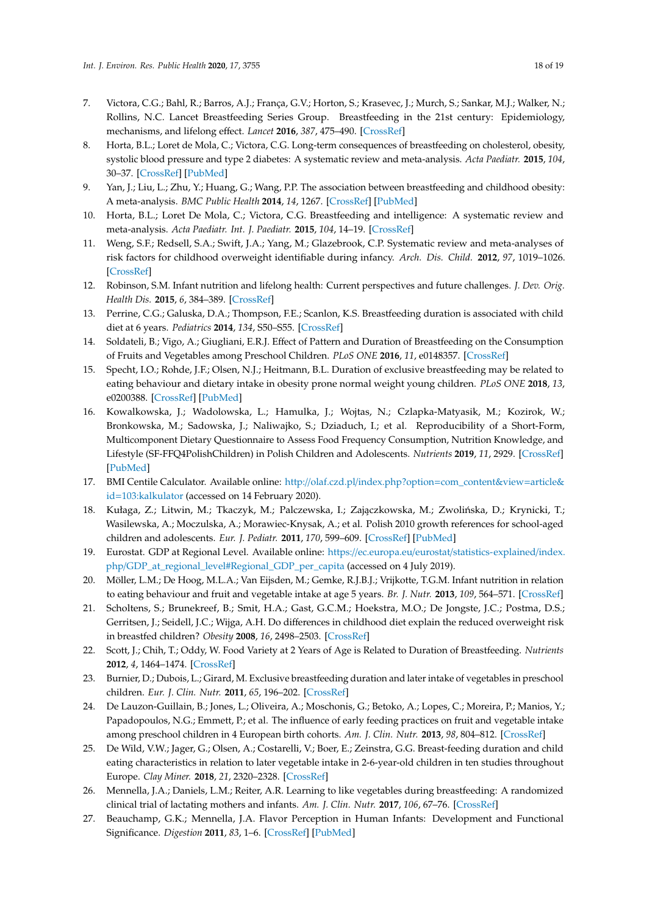7. Victora, C.G.; Bahl, R.; Barros, A.J.; França, G.V.; Horton, S.; Krasevec, J.; Murch, S.; Sankar, M.J.; Walker, N.; Rollins, N.C. Lancet Breastfeeding Series Group. Breastfeeding in the 21st century: Epidemiology, mechanisms, and lifelong effect. *Lancet* **2016**, *387*, 475–490. [CrossRef]
8. Horta, B.L.; Loret de Mola, C.; Victora, C.G. Long-term consequences of breastfeeding on cholesterol, obesity, systolic blood pressure and type 2 diabetes: A systematic review and meta-analysis. *Acta Paediatr.* **2015**, *104*, 30–37. [CrossRef] [PubMed]
9. Yan, J.; Liu, L.; Zhu, Y.; Huang, G.; Wang, P.P. The association between breastfeeding and childhood obesity: A meta-analysis. *BMC Public Health* **2014**, *14*, 1267. [CrossRef] [PubMed]
10. Horta, B.L.; Loret De Mola, C.; Victora, C.G. Breastfeeding and intelligence: A systematic review and meta-analysis. *Acta Paediatr. Int. J. Paediatr.* **2015**, *104*, 14–19. [CrossRef]
11. Weng, S.F.; Redsell, S.A.; Swift, J.A.; Yang, M.; Glazebrook, C.P. Systematic review and meta-analyses of risk factors for childhood overweight identifiable during infancy. *Arch. Dis. Child.* **2012**, *97*, 1019–1026. [CrossRef]
12. Robinson, S.M. Infant nutrition and lifelong health: Current perspectives and future challenges. *J. Dev. Orig. Health Dis.* **2015**, *6*, 384–389. [CrossRef]
13. Perrine, C.G.; Galuska, D.A.; Thompson, F.E.; Scanlon, K.S. Breastfeeding duration is associated with child diet at 6 years. *Pediatrics* **2014**, *134*, S50–S55. [CrossRef]
14. Soldateli, B.; Vigo, A.; Giugliani, E.R.J. Effect of Pattern and Duration of Breastfeeding on the Consumption of Fruits and Vegetables among Preschool Children. *PLoS ONE* **2016**, *11*, e0148357. [CrossRef]
15. Specht, I.O.; Rohde, J.F.; Olsen, N.J.; Heitmann, B.L. Duration of exclusive breastfeeding may be related to eating behaviour and dietary intake in obesity prone normal weight young children. *PLoS ONE* **2018**, *13*, e0200388. [CrossRef] [PubMed]
16. Kowalkowska, J.; Wadolowska, L.; Hamulka, J.; Wojtas, N.; Czlapka-Matyasik, M.; Kozirok, W.; Bronkowska, M.; Sadowska, J.; Naliwajko, S.; Dziaduch, I.; et al. Reproducibility of a Short-Form, Multicomponent Dietary Questionnaire to Assess Food Frequency Consumption, Nutrition Knowledge, and Lifestyle (SF-FFQ4PolishChildren) in Polish Children and Adolescents. *Nutrients* **2019**, *11*, 2929. [CrossRef] [PubMed]
17. BMI Centile Calculator. Available online: http://olaf.czd.pl/index.php?option=com_content&view=article&id=103:kalkulator (accessed on 14 February 2020).
18. Kułaga, Z.; Litwin, M.; Tkaczyk, M.; Palczewska, I.; Zajączkowska, M.; Zwolińska, D.; Krynicki, T.; Wasilewska, A.; Moczulska, A.; Morawiec-Knysak, A.; et al. Polish 2010 growth references for school-aged children and adolescents. *Eur. J. Pediatr.* **2011**, *170*, 599–609. [CrossRef] [PubMed]
19. Eurostat. GDP at Regional Level. Available online: https://ec.europa.eu/eurostat/statistics-explained/index.php/GDP_at_regional_level#Regional_GDP_per_capita (accessed on 4 July 2019).
20. Möller, L.M.; De Hoog, M.L.A.; Van Eijsden, M.; Gemke, R.J.B.J.; Vrijkotte, T.G.M. Infant nutrition in relation to eating behaviour and fruit and vegetable intake at age 5 years. *Br. J. Nutr.* **2013**, *109*, 564–571. [CrossRef]
21. Scholtens, S.; Brunekreef, B.; Smit, H.A.; Gast, G.C.M.; Hoekstra, M.O.; De Jongste, J.C.; Postma, D.S.; Gerritsen, J.; Seidell, J.C.; Wijga, A.H. Do differences in childhood diet explain the reduced overweight risk in breastfed children? *Obesity* **2008**, *16*, 2498–2503. [CrossRef]
22. Scott, J.; Chih, T.; Oddy, W. Food Variety at 2 Years of Age is Related to Duration of Breastfeeding. *Nutrients* **2012**, *4*, 1464–1474. [CrossRef]
23. Burnier, D.; Dubois, L.; Girard, M. Exclusive breastfeeding duration and later intake of vegetables in preschool children. *Eur. J. Clin. Nutr.* **2011**, *65*, 196–202. [CrossRef]
24. De Lauzon-Guillain, B.; Jones, L.; Oliveira, A.; Moschonis, G.; Betoko, A.; Lopes, C.; Moreira, P.; Manios, Y.; Papadopoulos, N.G.; Emmett, P.; et al. The influence of early feeding practices on fruit and vegetable intake among preschool children in 4 European birth cohorts. *Am. J. Clin. Nutr.* **2013**, *98*, 804–812. [CrossRef]
25. De Wild, V.W.; Jager, G.; Olsen, A.; Costarelli, V.; Boer, E.; Zeinstra, G.G. Breast-feeding duration and child eating characteristics in relation to later vegetable intake in 2-6-year-old children in ten studies throughout Europe. *Clay Miner.* **2018**, *21*, 2320–2328. [CrossRef]
26. Mennella, J.A.; Daniels, L.M.; Reiter, A.R. Learning to like vegetables during breastfeeding: A randomized clinical trial of lactating mothers and infants. *Am. J. Clin. Nutr.* **2017**, *106*, 67–76. [CrossRef]
27. Beauchamp, G.K.; Mennella, J.A. Flavor Perception in Human Infants: Development and Functional Significance. *Digestion* **2011**, *83*, 1–6. [CrossRef] [PubMed]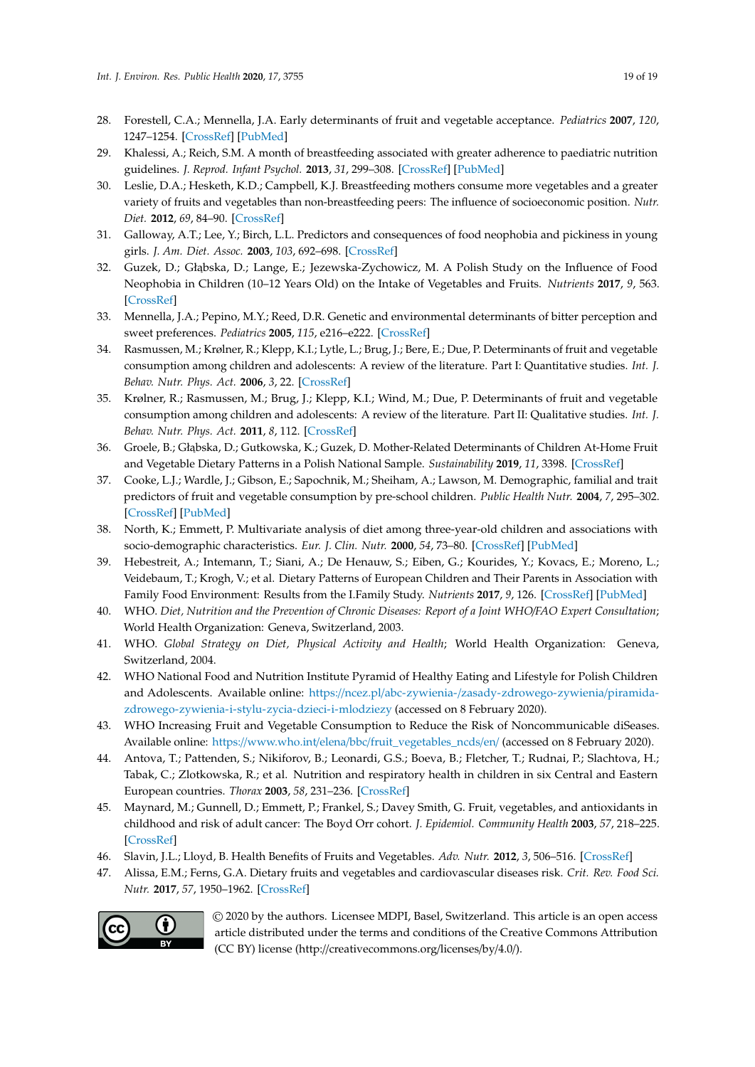28. Forestell, C.A.; Mennella, J.A. Early determinants of fruit and vegetable acceptance. *Pediatrics* **2007**, *120*, 1247–1254. [CrossRef] [PubMed]
29. Khalessi, A.; Reich, S.M. A month of breastfeeding associated with greater adherence to paediatric nutrition guidelines. *J. Reprod. Infant Psychol.* **2013**, *31*, 299–308. [CrossRef] [PubMed]
30. Leslie, D.A.; Hesketh, K.D.; Campbell, K.J. Breastfeeding mothers consume more vegetables and a greater variety of fruits and vegetables than non-breastfeeding peers: The influence of socioeconomic position. *Nutr. Diet.* **2012**, *69*, 84–90. [CrossRef]
31. Galloway, A.T.; Lee, Y.; Birch, L.L. Predictors and consequences of food neophobia and pickiness in young girls. *J. Am. Diet. Assoc.* **2003**, *103*, 692–698. [CrossRef]
32. Guzek, D.; Głąbska, D.; Lange, E.; Jezewska-Zychowicz, M. A Polish Study on the Influence of Food Neophobia in Children (10–12 Years Old) on the Intake of Vegetables and Fruits. *Nutrients* **2017**, *9*, 563. [CrossRef]
33. Mennella, J.A.; Pepino, M.Y.; Reed, D.R. Genetic and environmental determinants of bitter perception and sweet preferences. *Pediatrics* **2005**, *115*, e216–e222. [CrossRef]
34. Rasmussen, M.; Krølner, R.; Klepp, K.I.; Lytle, L.; Brug, J.; Bere, E.; Due, P. Determinants of fruit and vegetable consumption among children and adolescents: A review of the literature. Part I: Quantitative studies. *Int. J. Behav. Nutr. Phys. Act.* **2006**, *3*, 22. [CrossRef]
35. Krølner, R.; Rasmussen, M.; Brug, J.; Klepp, K.I.; Wind, M.; Due, P. Determinants of fruit and vegetable consumption among children and adolescents: A review of the literature. Part II: Qualitative studies. *Int. J. Behav. Nutr. Phys. Act.* **2011**, *8*, 112. [CrossRef]
36. Groele, B.; Głąbska, D.; Gutkowska, K.; Guzek, D. Mother-Related Determinants of Children At-Home Fruit and Vegetable Dietary Patterns in a Polish National Sample. *Sustainability* **2019**, *11*, 3398. [CrossRef]
37. Cooke, L.J.; Wardle, J.; Gibson, E.; Sapochnik, M.; Sheiham, A.; Lawson, M. Demographic, familial and trait predictors of fruit and vegetable consumption by pre-school children. *Public Health Nutr.* **2004**, *7*, 295–302. [CrossRef] [PubMed]
38. North, K.; Emmett, P. Multivariate analysis of diet among three-year-old children and associations with socio-demographic characteristics. *Eur. J. Clin. Nutr.* **2000**, *54*, 73–80. [CrossRef] [PubMed]
39. Hebestreit, A.; Intemann, T.; Siani, A.; De Henauw, S.; Eiben, G.; Kourides, Y.; Kovacs, E.; Moreno, L.; Veidebaum, T.; Krogh, V.; et al. Dietary Patterns of European Children and Their Parents in Association with Family Food Environment: Results from the I.Family Study. *Nutrients* **2017**, *9*, 126. [CrossRef] [PubMed]
40. WHO. *Diet, Nutrition and the Prevention of Chronic Diseases: Report of a Joint WHO/FAO Expert Consultation*; World Health Organization: Geneva, Switzerland, 2003.
41. WHO. *Global Strategy on Diet, Physical Activity and Health*; World Health Organization: Geneva, Switzerland, 2004.
42. WHO National Food and Nutrition Institute Pyramid of Healthy Eating and Lifestyle for Polish Children and Adolescents. Available online: https://ncez.pl/abc-zywienia-/zasady-zdrowego-zywienia/piramida-zdrowego-zywienia-i-stylu-zycia-dzieci-i-mlodziezy (accessed on 8 February 2020).
43. WHO Increasing Fruit and Vegetable Consumption to Reduce the Risk of Noncommunicable diSeases. Available online: https://www.who.int/elena/bbc/fruit_vegetables_ncds/en/ (accessed on 8 February 2020).
44. Antova, T.; Pattenden, S.; Nikiforov, B.; Leonardi, G.S.; Boeva, B.; Fletcher, T.; Rudnai, P.; Slachtova, H.; Tabak, C.; Zlotkowska, R.; et al. Nutrition and respiratory health in children in six Central and Eastern European countries. *Thorax* **2003**, *58*, 231–236. [CrossRef]
45. Maynard, M.; Gunnell, D.; Emmett, P.; Frankel, S.; Davey Smith, G. Fruit, vegetables, and antioxidants in childhood and risk of adult cancer: The Boyd Orr cohort. *J. Epidemiol. Community Health* **2003**, *57*, 218–225. [CrossRef]
46. Slavin, J.L.; Lloyd, B. Health Benefits of Fruits and Vegetables. *Adv. Nutr.* **2012**, *3*, 506–516. [CrossRef]
47. Alissa, E.M.; Ferns, G.A. Dietary fruits and vegetables and cardiovascular diseases risk. *Crit. Rev. Food Sci. Nutr.* **2017**, *57*, 1950–1962. [CrossRef]

© 2020 by the authors. Licensee MDPI, Basel, Switzerland. This article is an open access article distributed under the terms and conditions of the Creative Commons Attribution (CC BY) license (http://creativecommons.org/licenses/by/4.0/).